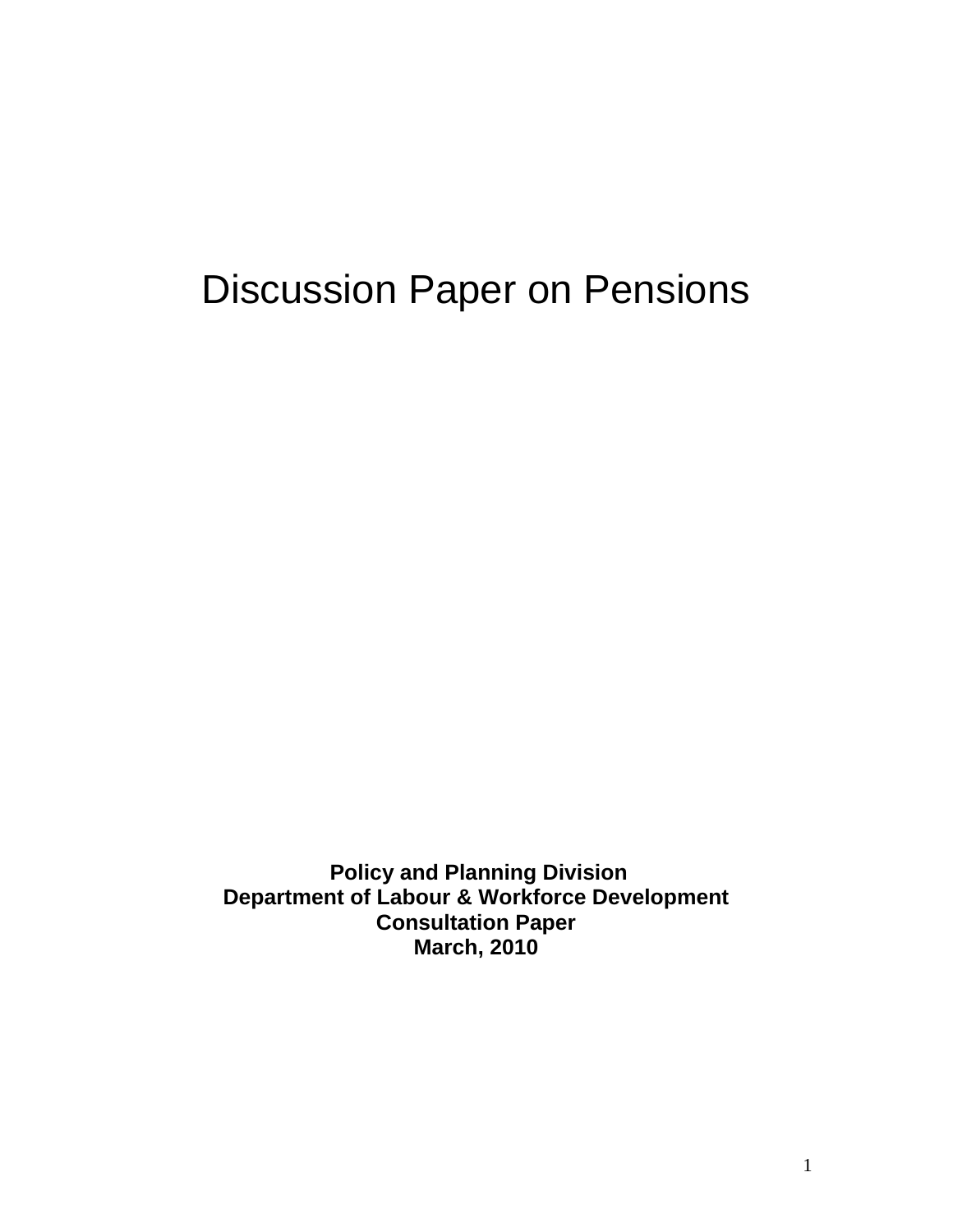# Discussion Paper on Pensions

**Policy and Planning Division**
**Department of Labour & Workforce Development**
**Consultation Paper**
**March, 2010**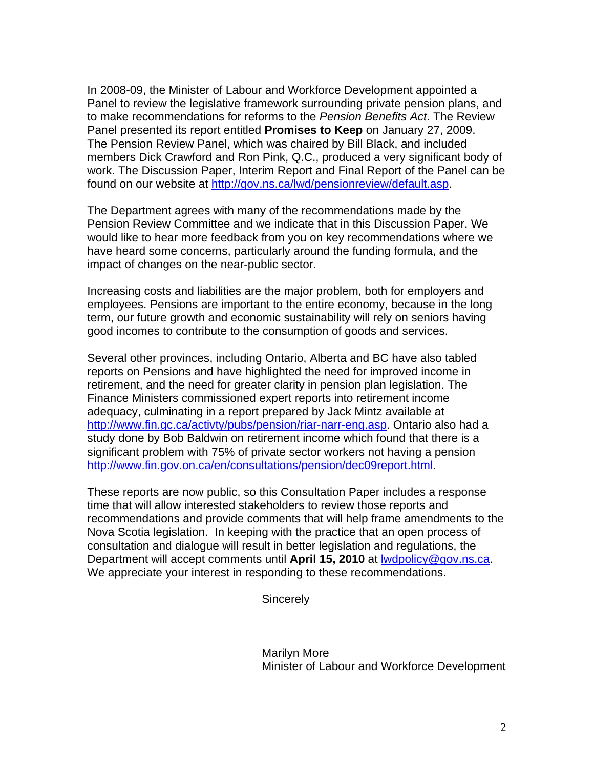In 2008-09, the Minister of Labour and Workforce Development appointed a Panel to review the legislative framework surrounding private pension plans, and to make recommendations for reforms to the *Pension Benefits Act*. The Review Panel presented its report entitled **Promises to Keep** on January 27, 2009. The Pension Review Panel, which was chaired by Bill Black, and included members Dick Crawford and Ron Pink, Q.C., produced a very significant body of work. The Discussion Paper, Interim Report and Final Report of the Panel can be found on our website at [http://gov.ns.ca/lwd/pensionreview/default.asp](http://gov.ns.ca/lwd/pensionreview/default.asp).

The Department agrees with many of the recommendations made by the Pension Review Committee and we indicate that in this Discussion Paper. We would like to hear more feedback from you on key recommendations where we have heard some concerns, particularly around the funding formula, and the impact of changes on the near-public sector.

Increasing costs and liabilities are the major problem, both for employers and employees. Pensions are important to the entire economy, because in the long term, our future growth and economic sustainability will rely on seniors having good incomes to contribute to the consumption of goods and services.

Several other provinces, including Ontario, Alberta and BC have also tabled reports on Pensions and have highlighted the need for improved income in retirement, and the need for greater clarity in pension plan legislation. The Finance Ministers commissioned expert reports into retirement income adequacy, culminating in a report prepared by Jack Mintz available at [http://www.fin.gc.ca/activty/pubs/pension/riar-narr-eng.asp](http://www.fin.gc.ca/activty/pubs/pension/riar-narr-eng.asp). Ontario also had a study done by Bob Baldwin on retirement income which found that there is a significant problem with 75% of private sector workers not having a pension [http://www.fin.gov.on.ca/en/consultations/pension/dec09report.html](http://www.fin.gov.on.ca/en/consultations/pension/dec09report.html).

These reports are now public, so this Consultation Paper includes a response time that will allow interested stakeholders to review those reports and recommendations and provide comments that will help frame amendments to the Nova Scotia legislation. In keeping with the practice that an open process of consultation and dialogue will result in better legislation and regulations, the Department will accept comments until **April 15, 2010** at [lwdpolicy@gov.ns.ca](mailto:lwdpolicy@gov.ns.ca). We appreciate your interest in responding to these recommendations.

Sincerely

Marilyn More
Minister of Labour and Workforce Development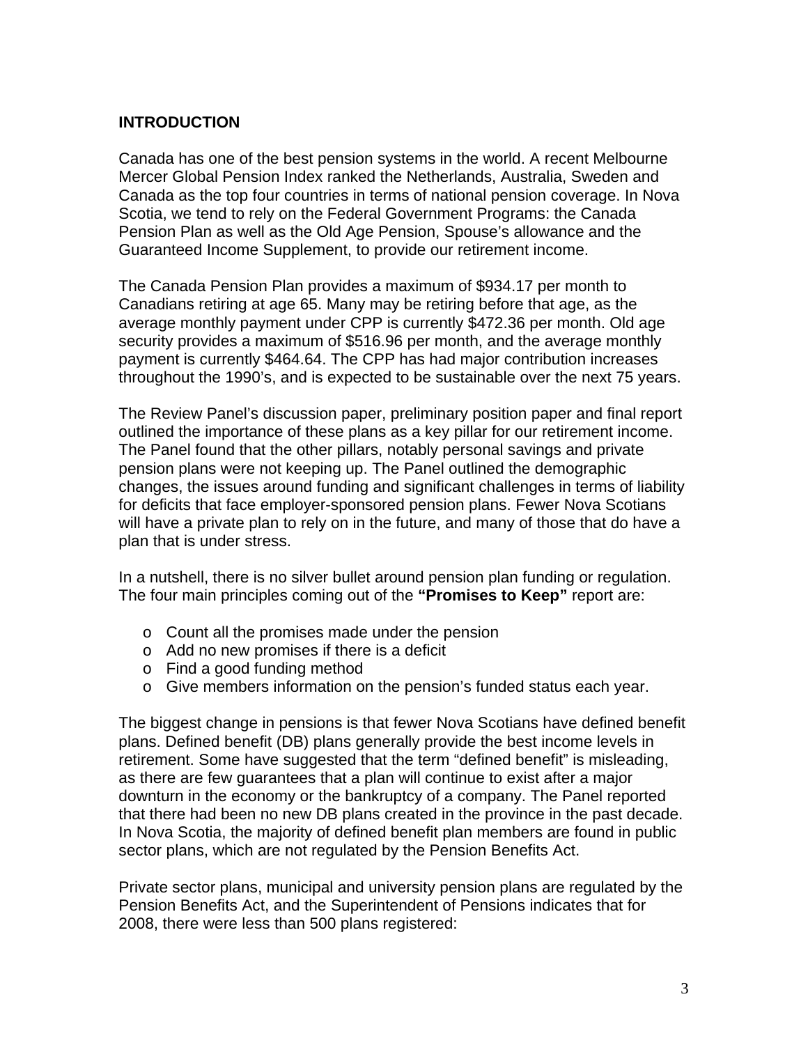## INTRODUCTION

Canada has one of the best pension systems in the world. A recent Melbourne Mercer Global Pension Index ranked the Netherlands, Australia, Sweden and Canada as the top four countries in terms of national pension coverage. In Nova Scotia, we tend to rely on the Federal Government Programs: the Canada Pension Plan as well as the Old Age Pension, Spouse's allowance and the Guaranteed Income Supplement, to provide our retirement income.

The Canada Pension Plan provides a maximum of $934.17 per month to Canadians retiring at age 65. Many may be retiring before that age, as the average monthly payment under CPP is currently $472.36 per month. Old age security provides a maximum of $516.96 per month, and the average monthly payment is currently $464.64. The CPP has had major contribution increases throughout the 1990's, and is expected to be sustainable over the next 75 years.

The Review Panel's discussion paper, preliminary position paper and final report outlined the importance of these plans as a key pillar for our retirement income. The Panel found that the other pillars, notably personal savings and private pension plans were not keeping up. The Panel outlined the demographic changes, the issues around funding and significant challenges in terms of liability for deficits that face employer-sponsored pension plans. Fewer Nova Scotians will have a private plan to rely on in the future, and many of those that do have a plan that is under stress.

In a nutshell, there is no silver bullet around pension plan funding or regulation. The four main principles coming out of the **"Promises to Keep"** report are:

- Count all the promises made under the pension
- Add no new promises if there is a deficit
- Find a good funding method
- Give members information on the pension's funded status each year.

The biggest change in pensions is that fewer Nova Scotians have defined benefit plans. Defined benefit (DB) plans generally provide the best income levels in retirement. Some have suggested that the term "defined benefit" is misleading, as there are few guarantees that a plan will continue to exist after a major downturn in the economy or the bankruptcy of a company. The Panel reported that there had been no new DB plans created in the province in the past decade. In Nova Scotia, the majority of defined benefit plan members are found in public sector plans, which are not regulated by the Pension Benefits Act.

Private sector plans, municipal and university pension plans are regulated by the Pension Benefits Act, and the Superintendent of Pensions indicates that for 2008, there were less than 500 plans registered: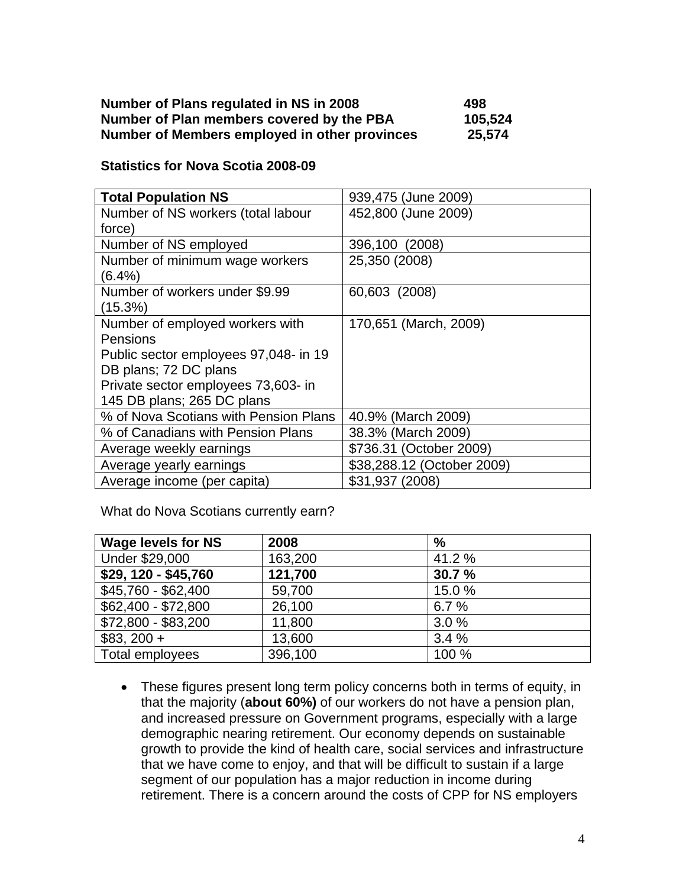**Number of Plans regulated in NS in 2008** **498**
**Number of Plan members covered by the PBA** **105,524**
**Number of Members employed in other provinces** **25,574**

**Statistics for Nova Scotia 2008-09**

| **Total Population NS** | 939,475 (June 2009) |
|---|---|
| Number of NS workers (total labour force) | 452,800 (June 2009) |
| Number of NS employed | 396,100 (2008) |
| Number of minimum wage workers (6.4%) | 25,350 (2008) |
| Number of workers under $9.99 (15.3%) | 60,603 (2008) |
| Number of employed workers with Pensions<br>Public sector employees 97,048- in 19 DB plans; 72 DC plans<br>Private sector employees 73,603- in 145 DB plans; 265 DC plans | 170,651 (March, 2009) |
| % of Nova Scotians with Pension Plans | 40.9% (March 2009) |
| % of Canadians with Pension Plans | 38.3% (March 2009) |
| Average weekly earnings | $736.31 (October 2009) |
| Average yearly earnings | $38,288.12 (October 2009) |
| Average income (per capita) | $31,937 (2008) |

What do Nova Scotians currently earn?

| **Wage levels for NS** | **2008** | **%** |
|---|---|---|
| Under $29,000 | 163,200 | 41.2 % |
| **$29, 120 - $45,760** | **121,700** | **30.7 %** |
| $45,760 - $62,400 | 59,700 | 15.0 % |
| $62,400 - $72,800 | 26,100 | 6.7 % |
| $72,800 - $83,200 | 11,800 | 3.0 % |
| $83, 200 + | 13,600 | 3.4 % |
| Total employees | 396,100 | 100 % |

- These figures present long term policy concerns both in terms of equity, in that the majority (**about 60%)** of our workers do not have a pension plan, and increased pressure on Government programs, especially with a large demographic nearing retirement. Our economy depends on sustainable growth to provide the kind of health care, social services and infrastructure that we have come to enjoy, and that will be difficult to sustain if a large segment of our population has a major reduction in income during retirement. There is a concern around the costs of CPP for NS employers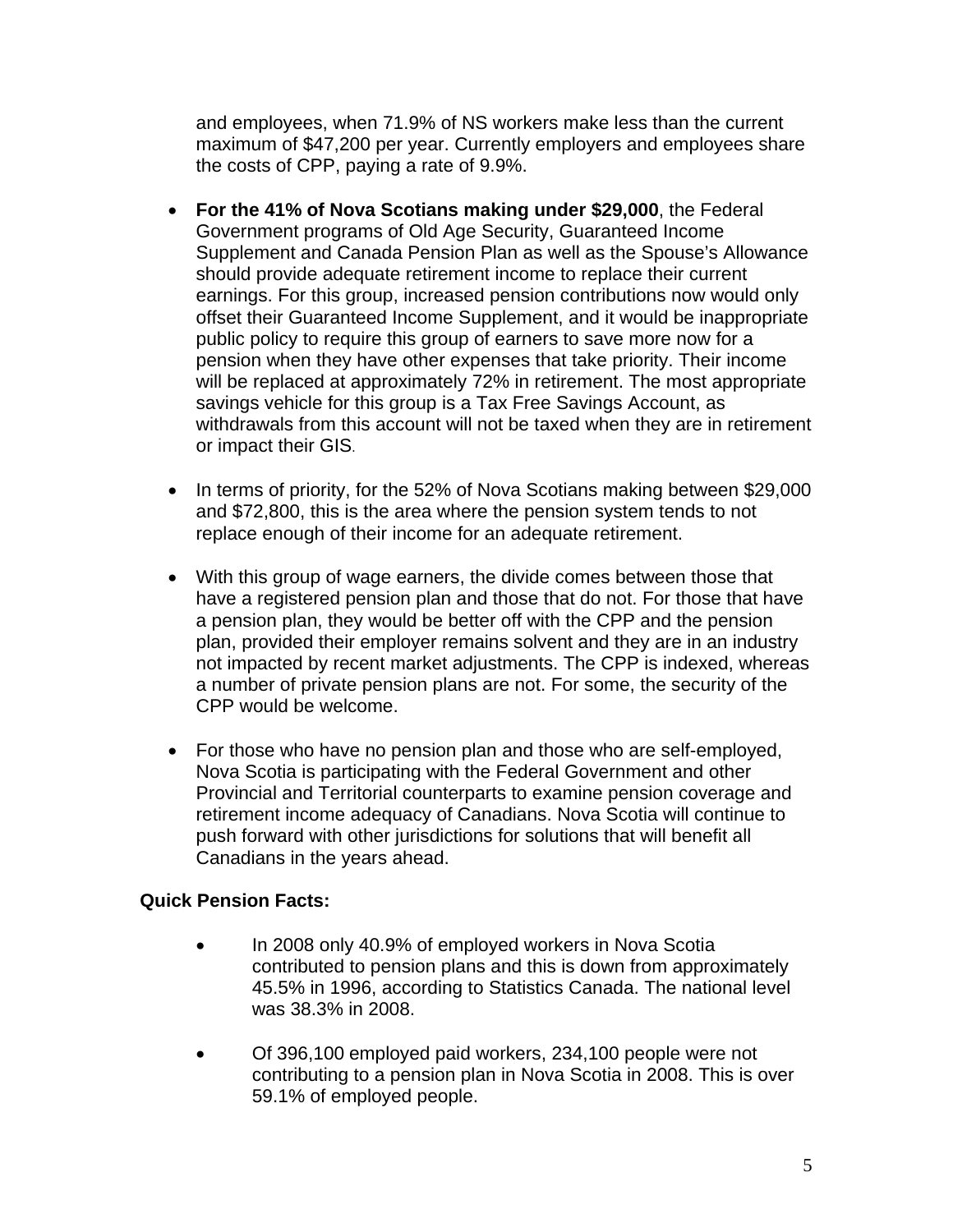and employees, when 71.9% of NS workers make less than the current maximum of $47,200 per year. Currently employers and employees share the costs of CPP, paying a rate of 9.9%.

- **For the 41% of Nova Scotians making under $29,000**, the Federal Government programs of Old Age Security, Guaranteed Income Supplement and Canada Pension Plan as well as the Spouse's Allowance should provide adequate retirement income to replace their current earnings. For this group, increased pension contributions now would only offset their Guaranteed Income Supplement, and it would be inappropriate public policy to require this group of earners to save more now for a pension when they have other expenses that take priority. Their income will be replaced at approximately 72% in retirement. The most appropriate savings vehicle for this group is a Tax Free Savings Account, as withdrawals from this account will not be taxed when they are in retirement or impact their GIS.

- In terms of priority, for the 52% of Nova Scotians making between $29,000 and $72,800, this is the area where the pension system tends to not replace enough of their income for an adequate retirement.

- With this group of wage earners, the divide comes between those that have a registered pension plan and those that do not. For those that have a pension plan, they would be better off with the CPP and the pension plan, provided their employer remains solvent and they are in an industry not impacted by recent market adjustments. The CPP is indexed, whereas a number of private pension plans are not. For some, the security of the CPP would be welcome.

- For those who have no pension plan and those who are self-employed, Nova Scotia is participating with the Federal Government and other Provincial and Territorial counterparts to examine pension coverage and retirement income adequacy of Canadians. Nova Scotia will continue to push forward with other jurisdictions for solutions that will benefit all Canadians in the years ahead.

**Quick Pension Facts:**

- In 2008 only 40.9% of employed workers in Nova Scotia contributed to pension plans and this is down from approximately 45.5% in 1996, according to Statistics Canada. The national level was 38.3% in 2008.

- Of 396,100 employed paid workers, 234,100 people were not contributing to a pension plan in Nova Scotia in 2008. This is over 59.1% of employed people.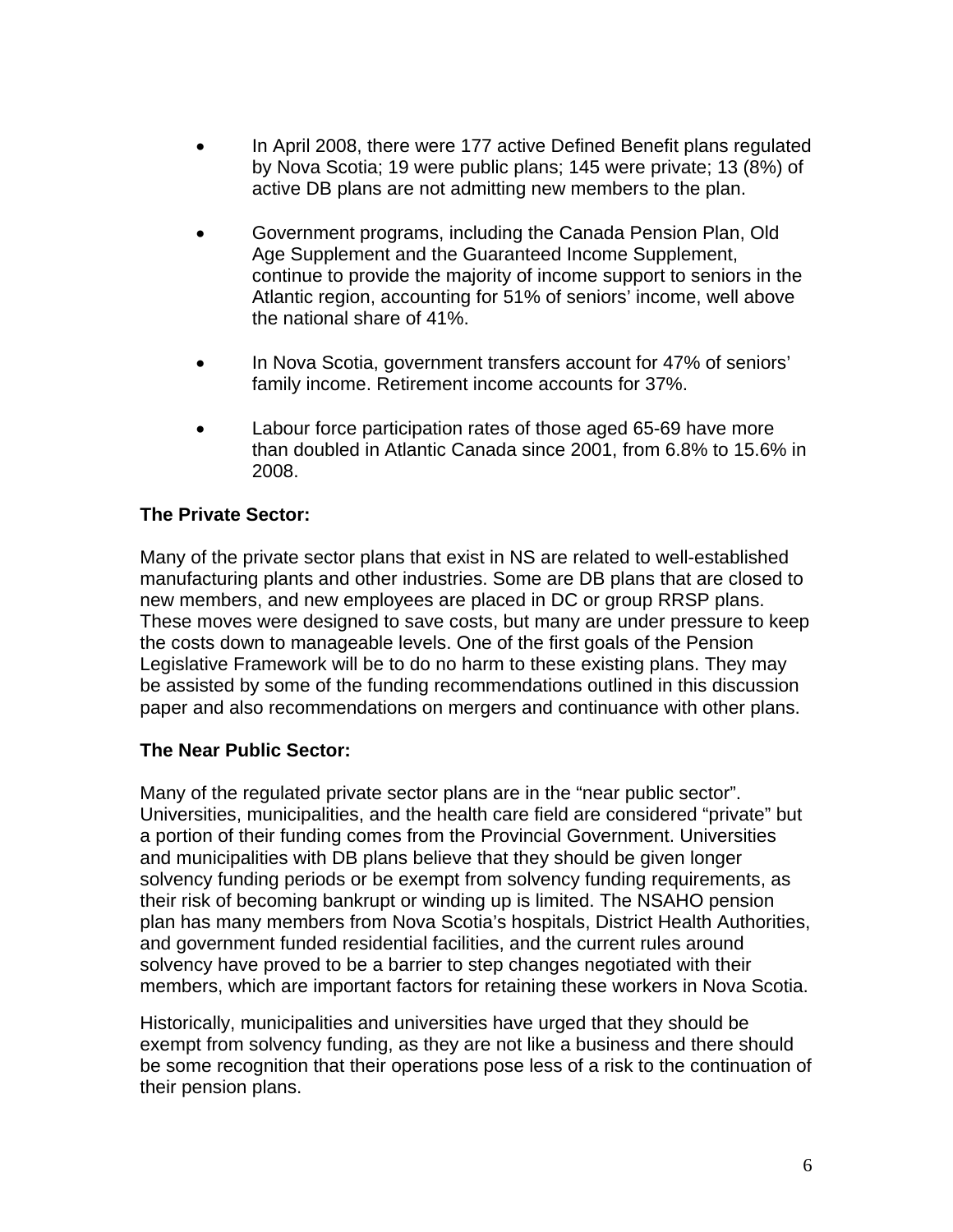- In April 2008, there were 177 active Defined Benefit plans regulated by Nova Scotia; 19 were public plans; 145 were private; 13 (8%) of active DB plans are not admitting new members to the plan.
- Government programs, including the Canada Pension Plan, Old Age Supplement and the Guaranteed Income Supplement, continue to provide the majority of income support to seniors in the Atlantic region, accounting for 51% of seniors' income, well above the national share of 41%.
- In Nova Scotia, government transfers account for 47% of seniors' family income. Retirement income accounts for 37%.
- Labour force participation rates of those aged 65-69 have more than doubled in Atlantic Canada since 2001, from 6.8% to 15.6% in 2008.

**The Private Sector:**

Many of the private sector plans that exist in NS are related to well-established manufacturing plants and other industries. Some are DB plans that are closed to new members, and new employees are placed in DC or group RRSP plans. These moves were designed to save costs, but many are under pressure to keep the costs down to manageable levels. One of the first goals of the Pension Legislative Framework will be to do no harm to these existing plans. They may be assisted by some of the funding recommendations outlined in this discussion paper and also recommendations on mergers and continuance with other plans.

**The Near Public Sector:**

Many of the regulated private sector plans are in the "near public sector". Universities, municipalities, and the health care field are considered "private" but a portion of their funding comes from the Provincial Government. Universities and municipalities with DB plans believe that they should be given longer solvency funding periods or be exempt from solvency funding requirements, as their risk of becoming bankrupt or winding up is limited. The NSAHO pension plan has many members from Nova Scotia's hospitals, District Health Authorities, and government funded residential facilities, and the current rules around solvency have proved to be a barrier to step changes negotiated with their members, which are important factors for retaining these workers in Nova Scotia.

Historically, municipalities and universities have urged that they should be exempt from solvency funding, as they are not like a business and there should be some recognition that their operations pose less of a risk to the continuation of their pension plans.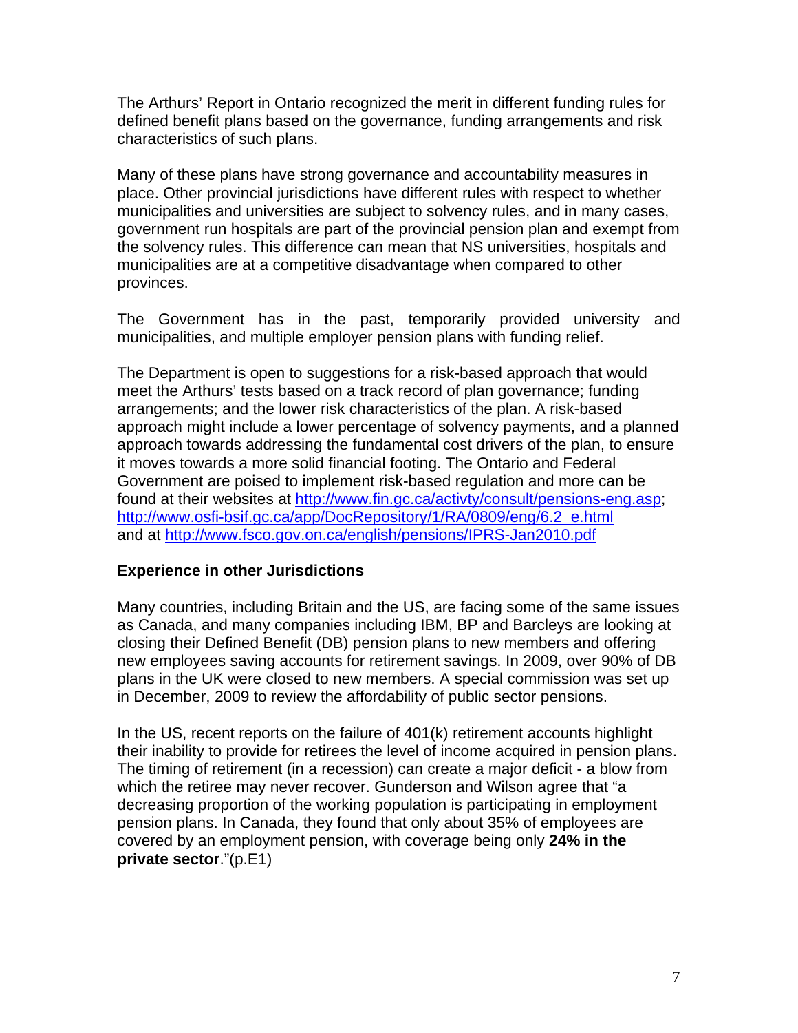The Arthurs' Report in Ontario recognized the merit in different funding rules for defined benefit plans based on the governance, funding arrangements and risk characteristics of such plans.

Many of these plans have strong governance and accountability measures in place. Other provincial jurisdictions have different rules with respect to whether municipalities and universities are subject to solvency rules, and in many cases, government run hospitals are part of the provincial pension plan and exempt from the solvency rules. This difference can mean that NS universities, hospitals and municipalities are at a competitive disadvantage when compared to other provinces.

The Government has in the past, temporarily provided university and municipalities, and multiple employer pension plans with funding relief.

The Department is open to suggestions for a risk-based approach that would meet the Arthurs' tests based on a track record of plan governance; funding arrangements; and the lower risk characteristics of the plan. A risk-based approach might include a lower percentage of solvency payments, and a planned approach towards addressing the fundamental cost drivers of the plan, to ensure it moves towards a more solid financial footing. The Ontario and Federal Government are poised to implement risk-based regulation and more can be found at their websites at http://www.fin.gc.ca/activty/consult/pensions-eng.asp; http://www.osfi-bsif.gc.ca/app/DocRepository/1/RA/0809/eng/6.2_e.html and at http://www.fsco.gov.on.ca/english/pensions/IPRS-Jan2010.pdf

**Experience in other Jurisdictions**

Many countries, including Britain and the US, are facing some of the same issues as Canada, and many companies including IBM, BP and Barcleys are looking at closing their Defined Benefit (DB) pension plans to new members and offering new employees saving accounts for retirement savings. In 2009, over 90% of DB plans in the UK were closed to new members. A special commission was set up in December, 2009 to review the affordability of public sector pensions.

In the US, recent reports on the failure of 401(k) retirement accounts highlight their inability to provide for retirees the level of income acquired in pension plans. The timing of retirement (in a recession) can create a major deficit - a blow from which the retiree may never recover. Gunderson and Wilson agree that "a decreasing proportion of the working population is participating in employment pension plans. In Canada, they found that only about 35% of employees are covered by an employment pension, with coverage being only **24% in the private sector**."(p.E1)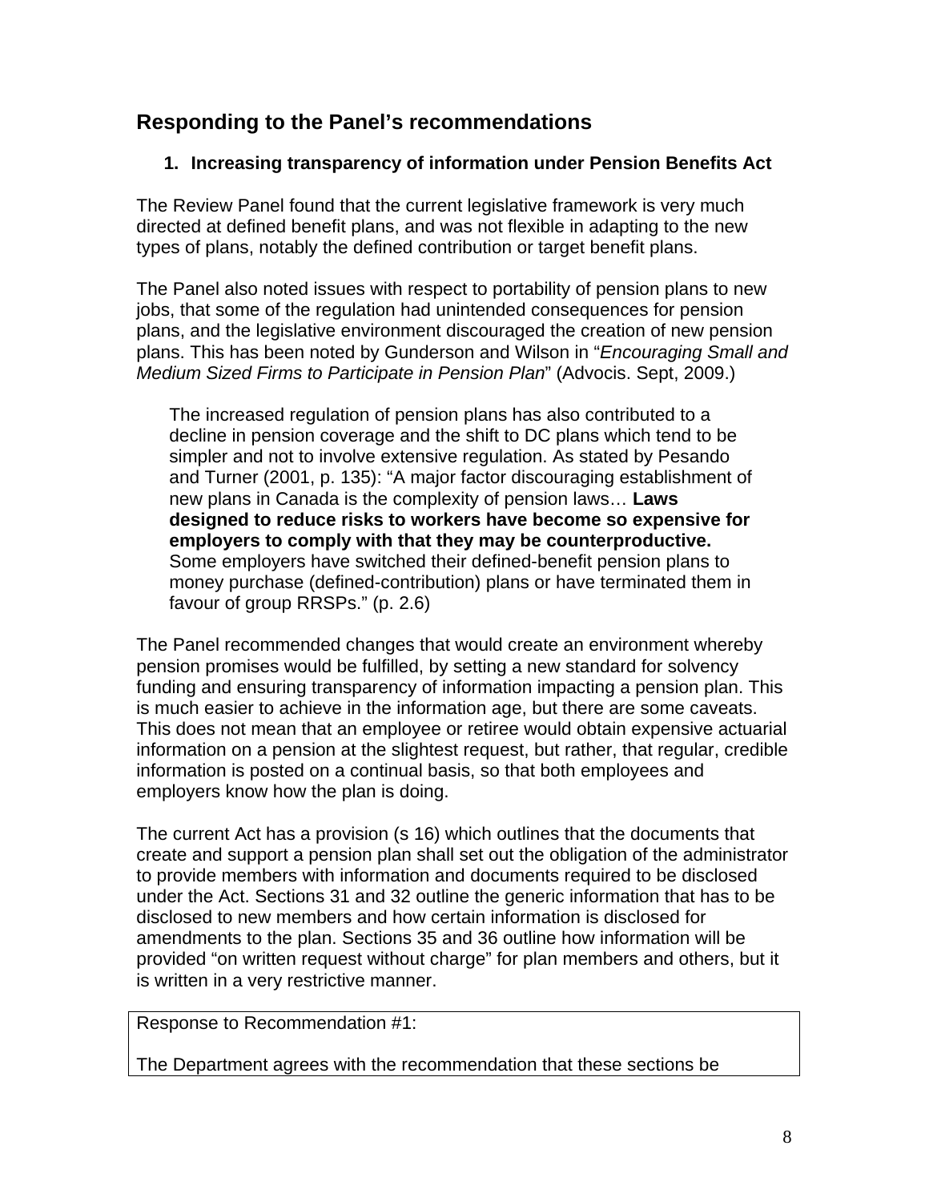## Responding to the Panel's recommendations

### 1. Increasing transparency of information under Pension Benefits Act

The Review Panel found that the current legislative framework is very much directed at defined benefit plans, and was not flexible in adapting to the new types of plans, notably the defined contribution or target benefit plans.

The Panel also noted issues with respect to portability of pension plans to new jobs, that some of the regulation had unintended consequences for pension plans, and the legislative environment discouraged the creation of new pension plans. This has been noted by Gunderson and Wilson in "*Encouraging Small and Medium Sized Firms to Participate in Pension Plan*" (Advocis. Sept, 2009.)

> The increased regulation of pension plans has also contributed to a decline in pension coverage and the shift to DC plans which tend to be simpler and not to involve extensive regulation. As stated by Pesando and Turner (2001, p. 135): "A major factor discouraging establishment of new plans in Canada is the complexity of pension laws… **Laws designed to reduce risks to workers have become so expensive for employers to comply with that they may be counterproductive.** Some employers have switched their defined-benefit pension plans to money purchase (defined-contribution) plans or have terminated them in favour of group RRSPs." (p. 2.6)

The Panel recommended changes that would create an environment whereby pension promises would be fulfilled, by setting a new standard for solvency funding and ensuring transparency of information impacting a pension plan. This is much easier to achieve in the information age, but there are some caveats. This does not mean that an employee or retiree would obtain expensive actuarial information on a pension at the slightest request, but rather, that regular, credible information is posted on a continual basis, so that both employees and employers know how the plan is doing.

The current Act has a provision (s 16) which outlines that the documents that create and support a pension plan shall set out the obligation of the administrator to provide members with information and documents required to be disclosed under the Act. Sections 31 and 32 outline the generic information that has to be disclosed to new members and how certain information is disclosed for amendments to the plan. Sections 35 and 36 outline how information will be provided "on written request without charge" for plan members and others, but it is written in a very restrictive manner.

Response to Recommendation #1:

The Department agrees with the recommendation that these sections be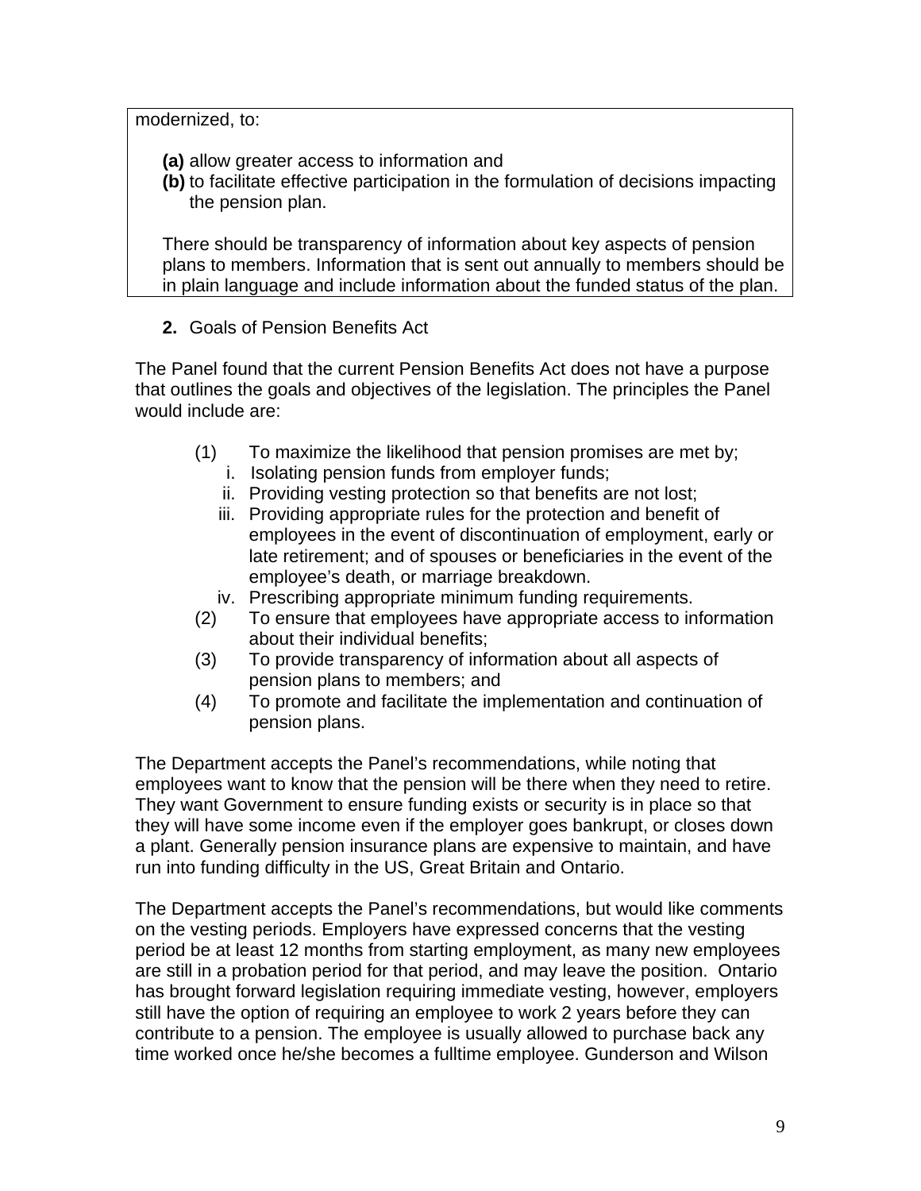modernized, to:

**(a)** allow greater access to information and
**(b)** to facilitate effective participation in the formulation of decisions impacting the pension plan.

There should be transparency of information about key aspects of pension plans to members. Information that is sent out annually to members should be in plain language and include information about the funded status of the plan.

**2.** Goals of Pension Benefits Act

The Panel found that the current Pension Benefits Act does not have a purpose that outlines the goals and objectives of the legislation. The principles the Panel would include are:

(1) To maximize the likelihood that pension promises are met by;
   i. Isolating pension funds from employer funds;
   ii. Providing vesting protection so that benefits are not lost;
   iii. Providing appropriate rules for the protection and benefit of employees in the event of discontinuation of employment, early or late retirement; and of spouses or beneficiaries in the event of the employee's death, or marriage breakdown.
   iv. Prescribing appropriate minimum funding requirements.
(2) To ensure that employees have appropriate access to information about their individual benefits;
(3) To provide transparency of information about all aspects of pension plans to members; and
(4) To promote and facilitate the implementation and continuation of pension plans.

The Department accepts the Panel's recommendations, while noting that employees want to know that the pension will be there when they need to retire. They want Government to ensure funding exists or security is in place so that they will have some income even if the employer goes bankrupt, or closes down a plant. Generally pension insurance plans are expensive to maintain, and have run into funding difficulty in the US, Great Britain and Ontario.

The Department accepts the Panel's recommendations, but would like comments on the vesting periods. Employers have expressed concerns that the vesting period be at least 12 months from starting employment, as many new employees are still in a probation period for that period, and may leave the position. Ontario has brought forward legislation requiring immediate vesting, however, employers still have the option of requiring an employee to work 2 years before they can contribute to a pension. The employee is usually allowed to purchase back any time worked once he/she becomes a fulltime employee. Gunderson and Wilson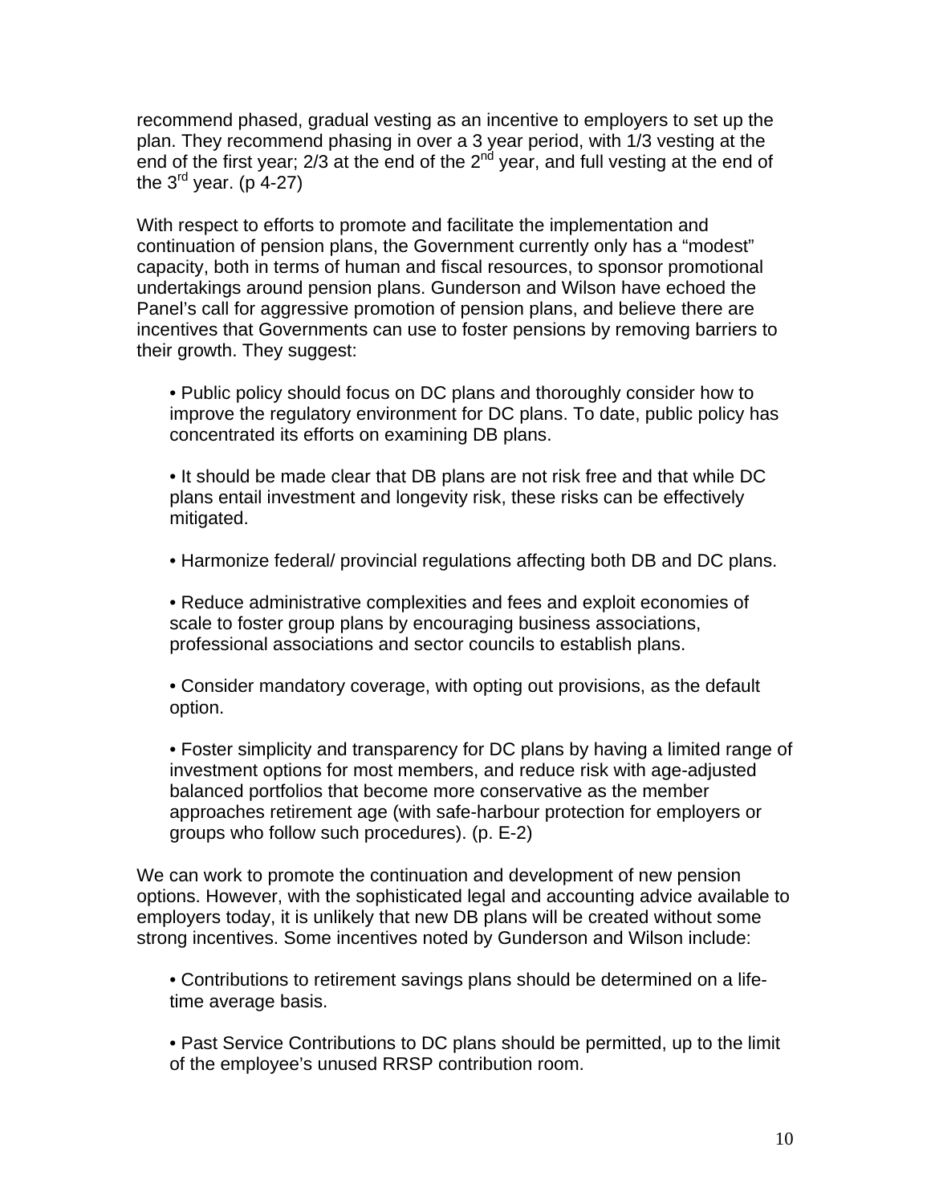recommend phased, gradual vesting as an incentive to employers to set up the plan. They recommend phasing in over a 3 year period, with 1/3 vesting at the end of the first year; 2/3 at the end of the 2nd year, and full vesting at the end of the 3rd year. (p 4-27)

With respect to efforts to promote and facilitate the implementation and continuation of pension plans, the Government currently only has a "modest" capacity, both in terms of human and fiscal resources, to sponsor promotional undertakings around pension plans. Gunderson and Wilson have echoed the Panel's call for aggressive promotion of pension plans, and believe there are incentives that Governments can use to foster pensions by removing barriers to their growth. They suggest:

- Public policy should focus on DC plans and thoroughly consider how to improve the regulatory environment for DC plans. To date, public policy has concentrated its efforts on examining DB plans.

- It should be made clear that DB plans are not risk free and that while DC plans entail investment and longevity risk, these risks can be effectively mitigated.

- Harmonize federal/ provincial regulations affecting both DB and DC plans.

- Reduce administrative complexities and fees and exploit economies of scale to foster group plans by encouraging business associations, professional associations and sector councils to establish plans.

- Consider mandatory coverage, with opting out provisions, as the default option.

- Foster simplicity and transparency for DC plans by having a limited range of investment options for most members, and reduce risk with age-adjusted balanced portfolios that become more conservative as the member approaches retirement age (with safe-harbour protection for employers or groups who follow such procedures). (p. E-2)

We can work to promote the continuation and development of new pension options. However, with the sophisticated legal and accounting advice available to employers today, it is unlikely that new DB plans will be created without some strong incentives. Some incentives noted by Gunderson and Wilson include:

- Contributions to retirement savings plans should be determined on a life-time average basis.

- Past Service Contributions to DC plans should be permitted, up to the limit of the employee's unused RRSP contribution room.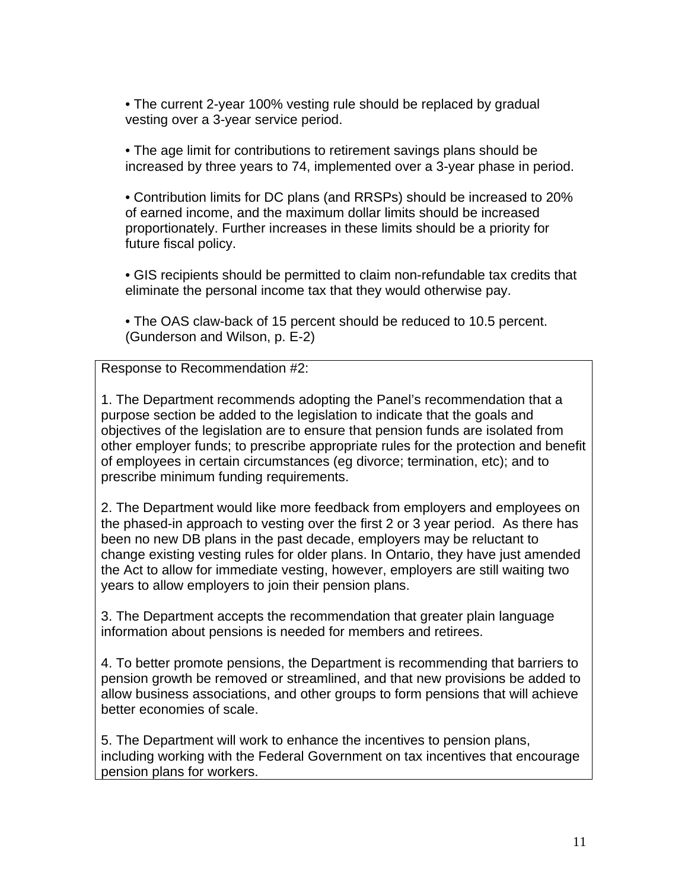- The current 2-year 100% vesting rule should be replaced by gradual vesting over a 3-year service period.

- The age limit for contributions to retirement savings plans should be increased by three years to 74, implemented over a 3-year phase in period.

- Contribution limits for DC plans (and RRSPs) should be increased to 20% of earned income, and the maximum dollar limits should be increased proportionately. Further increases in these limits should be a priority for future fiscal policy.

- GIS recipients should be permitted to claim non-refundable tax credits that eliminate the personal income tax that they would otherwise pay.

- The OAS claw-back of 15 percent should be reduced to 10.5 percent. (Gunderson and Wilson, p. E-2)

---

Response to Recommendation #2:

1. The Department recommends adopting the Panel's recommendation that a purpose section be added to the legislation to indicate that the goals and objectives of the legislation are to ensure that pension funds are isolated from other employer funds; to prescribe appropriate rules for the protection and benefit of employees in certain circumstances (eg divorce; termination, etc); and to prescribe minimum funding requirements.

2. The Department would like more feedback from employers and employees on the phased-in approach to vesting over the first 2 or 3 year period. As there has been no new DB plans in the past decade, employers may be reluctant to change existing vesting rules for older plans. In Ontario, they have just amended the Act to allow for immediate vesting, however, employers are still waiting two years to allow employers to join their pension plans.

3. The Department accepts the recommendation that greater plain language information about pensions is needed for members and retirees.

4. To better promote pensions, the Department is recommending that barriers to pension growth be removed or streamlined, and that new provisions be added to allow business associations, and other groups to form pensions that will achieve better economies of scale.

5. The Department will work to enhance the incentives to pension plans, including working with the Federal Government on tax incentives that encourage pension plans for workers.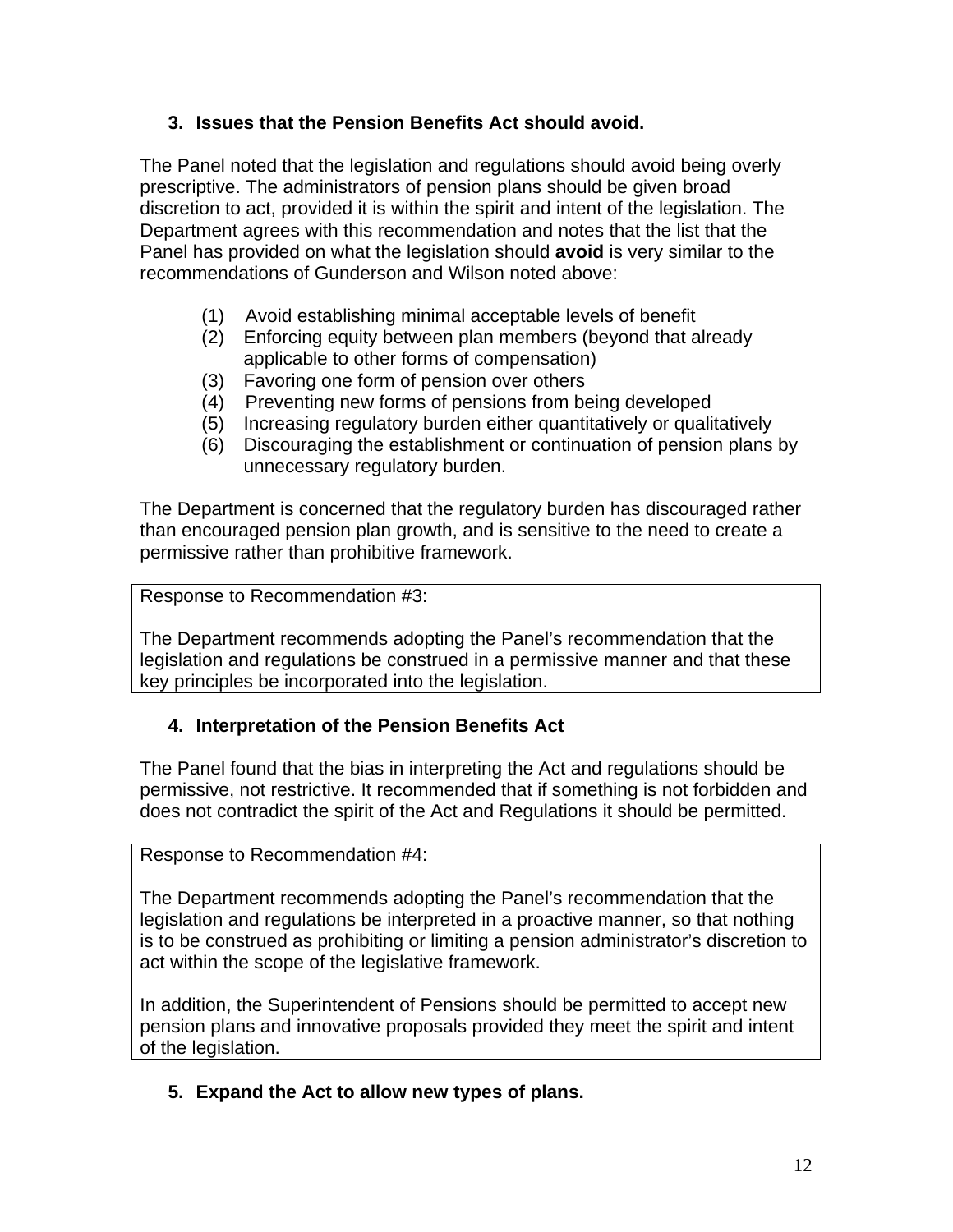### 3. Issues that the Pension Benefits Act should avoid.

The Panel noted that the legislation and regulations should avoid being overly prescriptive. The administrators of pension plans should be given broad discretion to act, provided it is within the spirit and intent of the legislation. The Department agrees with this recommendation and notes that the list that the Panel has provided on what the legislation should **avoid** is very similar to the recommendations of Gunderson and Wilson noted above:

(1) Avoid establishing minimal acceptable levels of benefit
(2) Enforcing equity between plan members (beyond that already applicable to other forms of compensation)
(3) Favoring one form of pension over others
(4) Preventing new forms of pensions from being developed
(5) Increasing regulatory burden either quantitatively or qualitatively
(6) Discouraging the establishment or continuation of pension plans by unnecessary regulatory burden.

The Department is concerned that the regulatory burden has discouraged rather than encouraged pension plan growth, and is sensitive to the need to create a permissive rather than prohibitive framework.

> Response to Recommendation #3:
>
> The Department recommends adopting the Panel's recommendation that the legislation and regulations be construed in a permissive manner and that these key principles be incorporated into the legislation.

### 4. Interpretation of the Pension Benefits Act

The Panel found that the bias in interpreting the Act and regulations should be permissive, not restrictive. It recommended that if something is not forbidden and does not contradict the spirit of the Act and Regulations it should be permitted.

> Response to Recommendation #4:
>
> The Department recommends adopting the Panel's recommendation that the legislation and regulations be interpreted in a proactive manner, so that nothing is to be construed as prohibiting or limiting a pension administrator's discretion to act within the scope of the legislative framework.
>
> In addition, the Superintendent of Pensions should be permitted to accept new pension plans and innovative proposals provided they meet the spirit and intent of the legislation.

### 5. Expand the Act to allow new types of plans.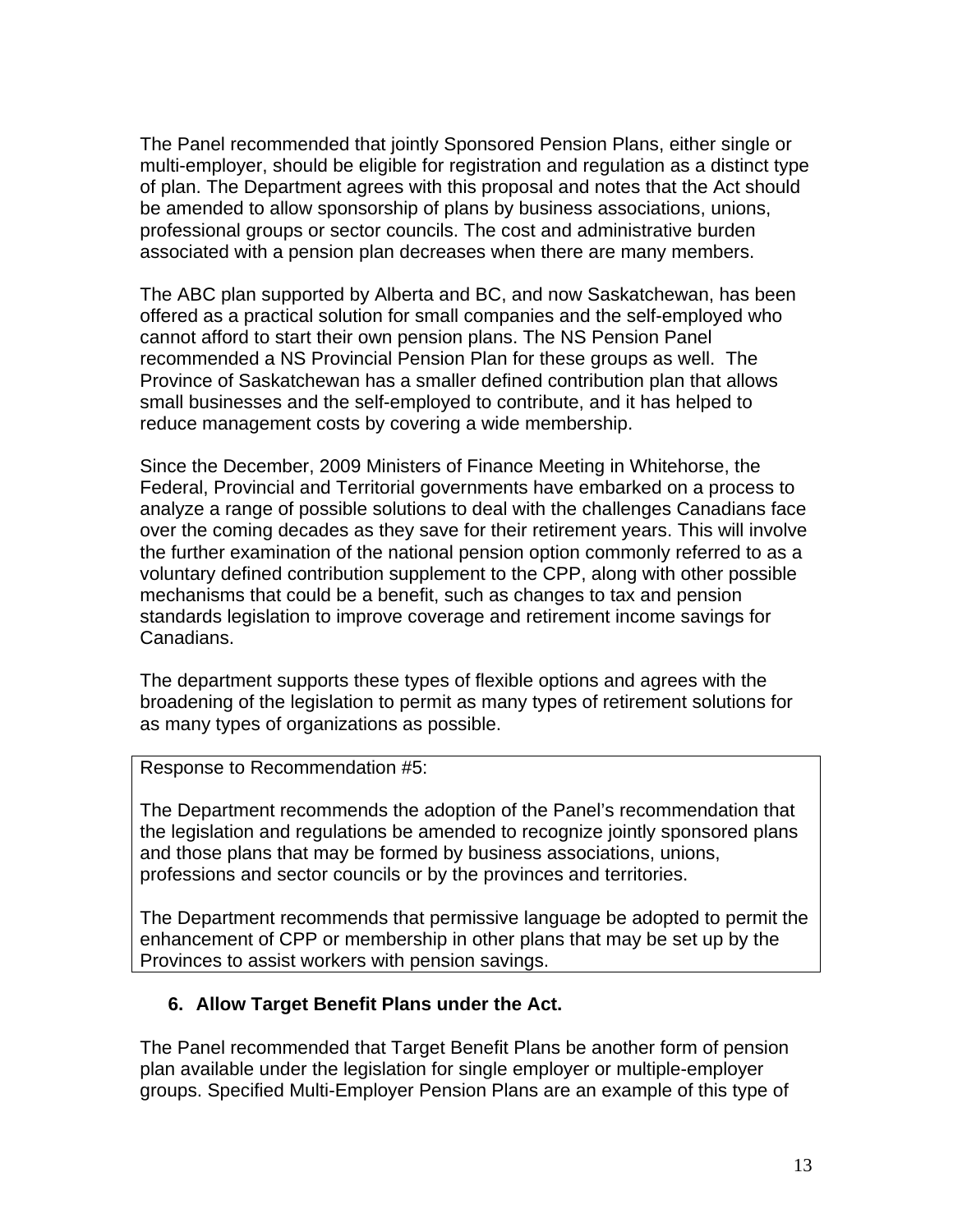The Panel recommended that jointly Sponsored Pension Plans, either single or multi-employer, should be eligible for registration and regulation as a distinct type of plan. The Department agrees with this proposal and notes that the Act should be amended to allow sponsorship of plans by business associations, unions, professional groups or sector councils. The cost and administrative burden associated with a pension plan decreases when there are many members.

The ABC plan supported by Alberta and BC, and now Saskatchewan, has been offered as a practical solution for small companies and the self-employed who cannot afford to start their own pension plans. The NS Pension Panel recommended a NS Provincial Pension Plan for these groups as well. The Province of Saskatchewan has a smaller defined contribution plan that allows small businesses and the self-employed to contribute, and it has helped to reduce management costs by covering a wide membership.

Since the December, 2009 Ministers of Finance Meeting in Whitehorse, the Federal, Provincial and Territorial governments have embarked on a process to analyze a range of possible solutions to deal with the challenges Canadians face over the coming decades as they save for their retirement years. This will involve the further examination of the national pension option commonly referred to as a voluntary defined contribution supplement to the CPP, along with other possible mechanisms that could be a benefit, such as changes to tax and pension standards legislation to improve coverage and retirement income savings for Canadians.

The department supports these types of flexible options and agrees with the broadening of the legislation to permit as many types of retirement solutions for as many types of organizations as possible.

| Response to Recommendation #5: |
| --- |
| The Department recommends the adoption of the Panel's recommendation that the legislation and regulations be amended to recognize jointly sponsored plans and those plans that may be formed by business associations, unions, professions and sector councils or by the provinces and territories. |
| The Department recommends that permissive language be adopted to permit the enhancement of CPP or membership in other plans that may be set up by the Provinces to assist workers with pension savings. |

### 6. Allow Target Benefit Plans under the Act.

The Panel recommended that Target Benefit Plans be another form of pension plan available under the legislation for single employer or multiple-employer groups. Specified Multi-Employer Pension Plans are an example of this type of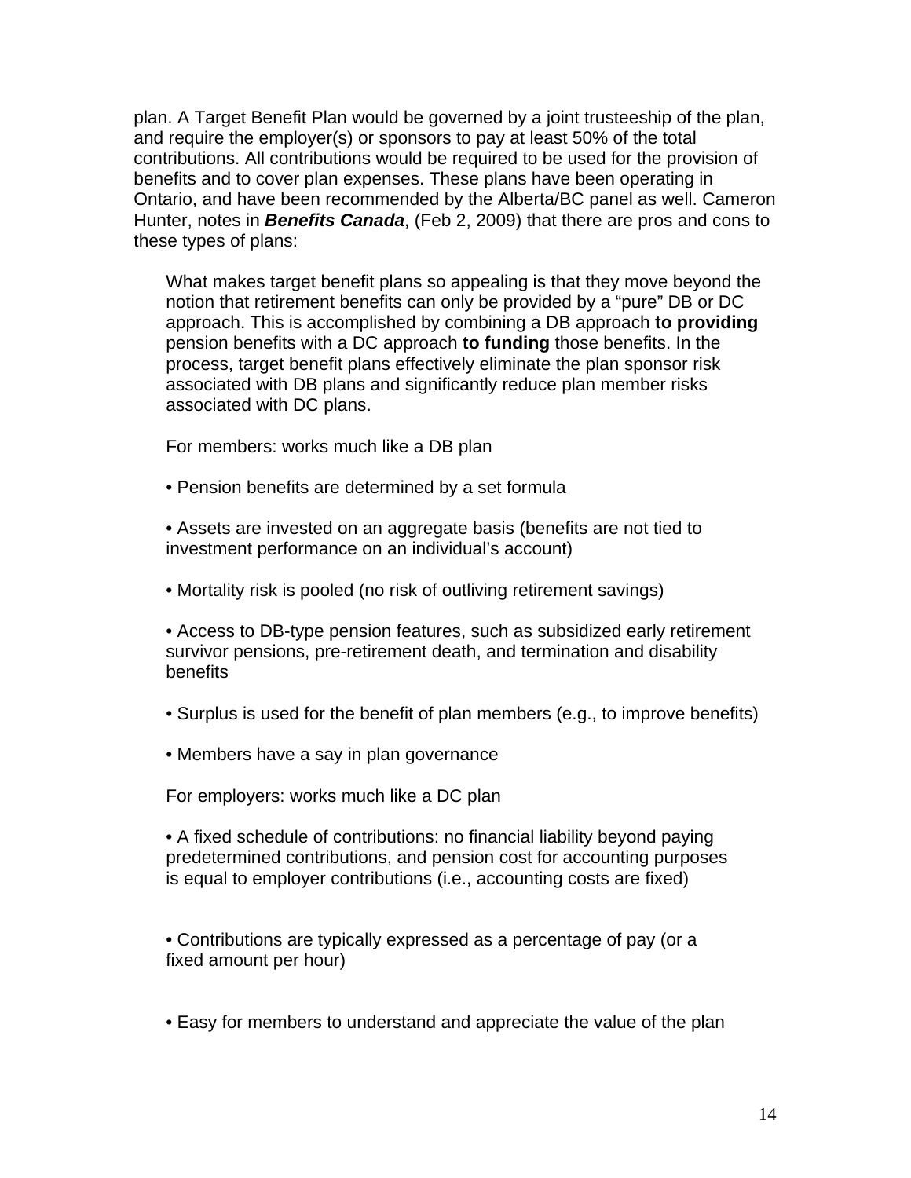plan. A Target Benefit Plan would be governed by a joint trusteeship of the plan, and require the employer(s) or sponsors to pay at least 50% of the total contributions. All contributions would be required to be used for the provision of benefits and to cover plan expenses. These plans have been operating in Ontario, and have been recommended by the Alberta/BC panel as well. Cameron Hunter, notes in ***Benefits Canada***, (Feb 2, 2009) that there are pros and cons to these types of plans:

> What makes target benefit plans so appealing is that they move beyond the notion that retirement benefits can only be provided by a "pure" DB or DC approach. This is accomplished by combining a DB approach **to providing** pension benefits with a DC approach **to funding** those benefits. In the process, target benefit plans effectively eliminate the plan sponsor risk associated with DB plans and significantly reduce plan member risks associated with DC plans.
>
> For members: works much like a DB plan
>
> • Pension benefits are determined by a set formula
>
> • Assets are invested on an aggregate basis (benefits are not tied to investment performance on an individual's account)
>
> • Mortality risk is pooled (no risk of outliving retirement savings)
>
> • Access to DB-type pension features, such as subsidized early retirement survivor pensions, pre-retirement death, and termination and disability benefits
>
> • Surplus is used for the benefit of plan members (e.g., to improve benefits)
>
> • Members have a say in plan governance
>
> For employers: works much like a DC plan
>
> • A fixed schedule of contributions: no financial liability beyond paying predetermined contributions, and pension cost for accounting purposes is equal to employer contributions (i.e., accounting costs are fixed)
>
> • Contributions are typically expressed as a percentage of pay (or a fixed amount per hour)
>
> • Easy for members to understand and appreciate the value of the plan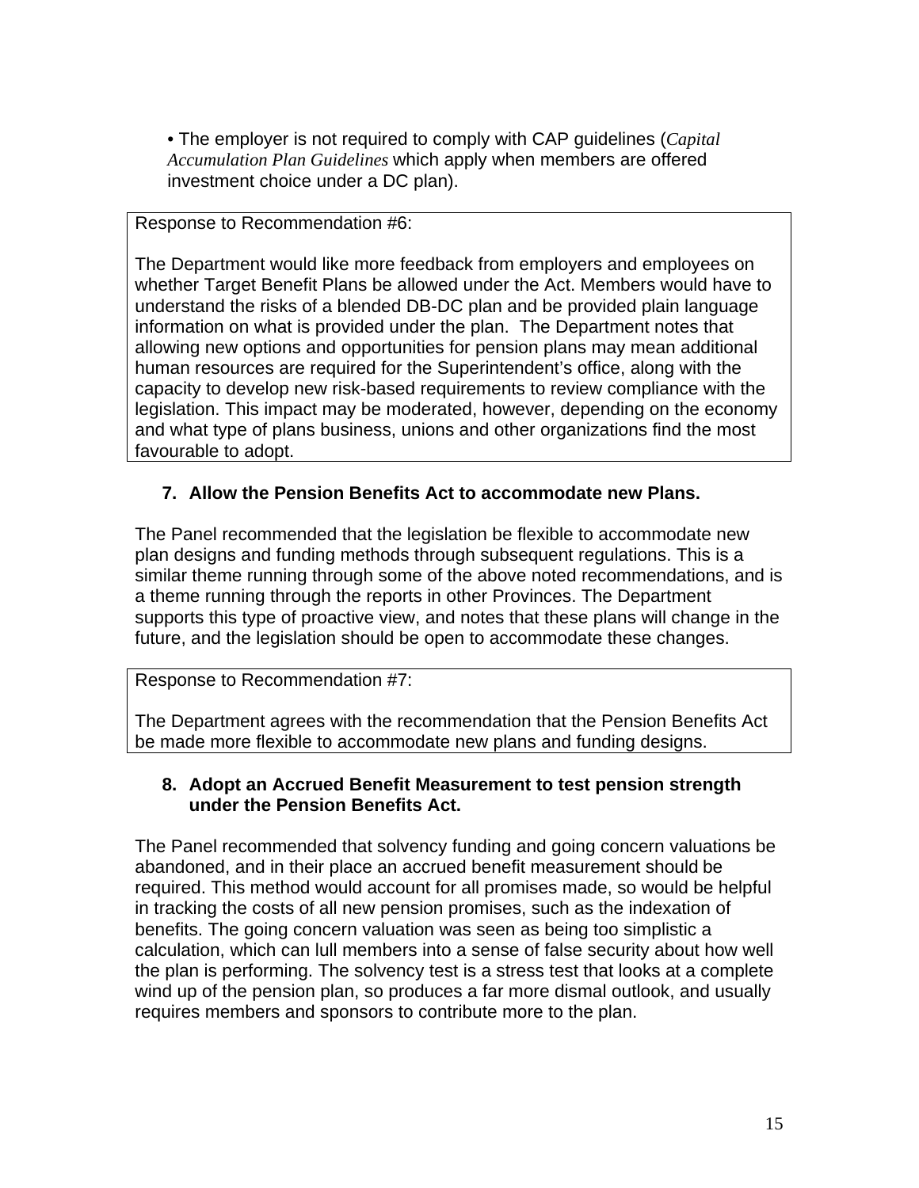• The employer is not required to comply with CAP guidelines (*Capital Accumulation Plan Guidelines* which apply when members are offered investment choice under a DC plan).

> Response to Recommendation #6:
>
> The Department would like more feedback from employers and employees on whether Target Benefit Plans be allowed under the Act. Members would have to understand the risks of a blended DB-DC plan and be provided plain language information on what is provided under the plan. The Department notes that allowing new options and opportunities for pension plans may mean additional human resources are required for the Superintendent's office, along with the capacity to develop new risk-based requirements to review compliance with the legislation. This impact may be moderated, however, depending on the economy and what type of plans business, unions and other organizations find the most favourable to adopt.

**7. Allow the Pension Benefits Act to accommodate new Plans.**

The Panel recommended that the legislation be flexible to accommodate new plan designs and funding methods through subsequent regulations. This is a similar theme running through some of the above noted recommendations, and is a theme running through the reports in other Provinces. The Department supports this type of proactive view, and notes that these plans will change in the future, and the legislation should be open to accommodate these changes.

> Response to Recommendation #7:
>
> The Department agrees with the recommendation that the Pension Benefits Act be made more flexible to accommodate new plans and funding designs.

**8. Adopt an Accrued Benefit Measurement to test pension strength under the Pension Benefits Act.**

The Panel recommended that solvency funding and going concern valuations be abandoned, and in their place an accrued benefit measurement should be required. This method would account for all promises made, so would be helpful in tracking the costs of all new pension promises, such as the indexation of benefits. The going concern valuation was seen as being too simplistic a calculation, which can lull members into a sense of false security about how well the plan is performing. The solvency test is a stress test that looks at a complete wind up of the pension plan, so produces a far more dismal outlook, and usually requires members and sponsors to contribute more to the plan.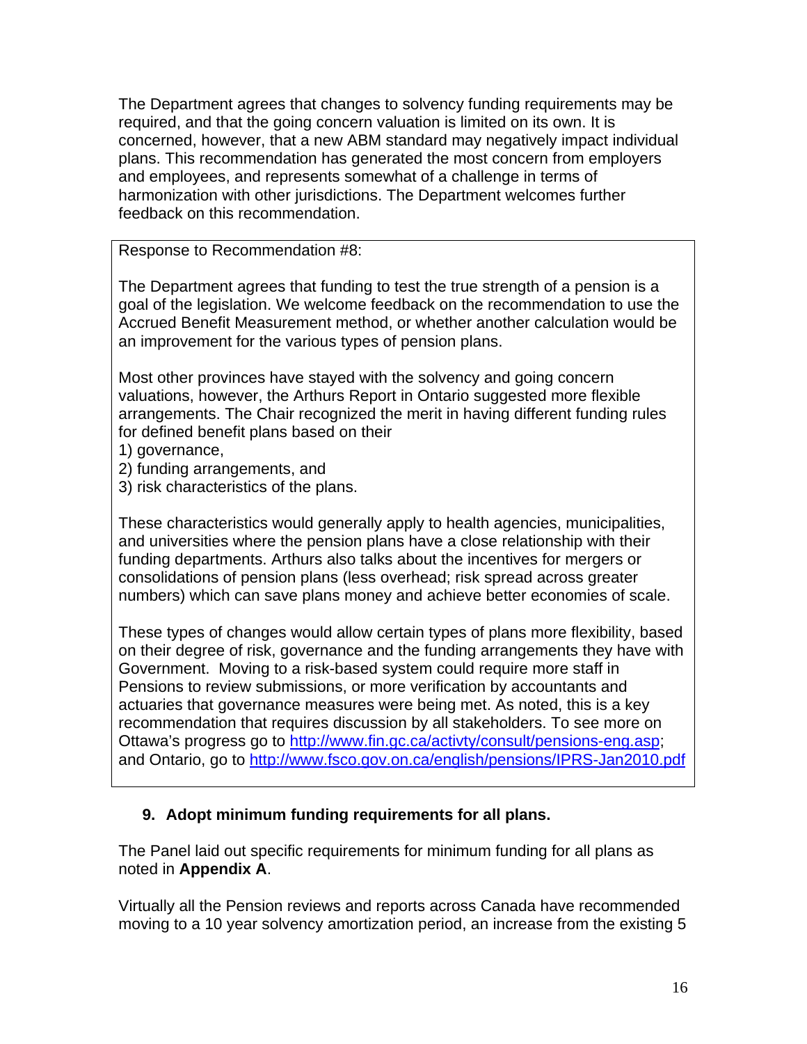The Department agrees that changes to solvency funding requirements may be required, and that the going concern valuation is limited on its own. It is concerned, however, that a new ABM standard may negatively impact individual plans. This recommendation has generated the most concern from employers and employees, and represents somewhat of a challenge in terms of harmonization with other jurisdictions. The Department welcomes further feedback on this recommendation.

Response to Recommendation #8:

The Department agrees that funding to test the true strength of a pension is a goal of the legislation. We welcome feedback on the recommendation to use the Accrued Benefit Measurement method, or whether another calculation would be an improvement for the various types of pension plans.

Most other provinces have stayed with the solvency and going concern valuations, however, the Arthurs Report in Ontario suggested more flexible arrangements. The Chair recognized the merit in having different funding rules for defined benefit plans based on their

1) governance,
2) funding arrangements, and
3) risk characteristics of the plans.

These characteristics would generally apply to health agencies, municipalities, and universities where the pension plans have a close relationship with their funding departments. Arthurs also talks about the incentives for mergers or consolidations of pension plans (less overhead; risk spread across greater numbers) which can save plans money and achieve better economies of scale.

These types of changes would allow certain types of plans more flexibility, based on their degree of risk, governance and the funding arrangements they have with Government. Moving to a risk-based system could require more staff in Pensions to review submissions, or more verification by accountants and actuaries that governance measures were being met. As noted, this is a key recommendation that requires discussion by all stakeholders. To see more on Ottawa's progress go to http://www.fin.gc.ca/activty/consult/pensions-eng.asp; and Ontario, go to http://www.fsco.gov.on.ca/english/pensions/IPRS-Jan2010.pdf

### 9. Adopt minimum funding requirements for all plans.

The Panel laid out specific requirements for minimum funding for all plans as noted in **Appendix A**.

Virtually all the Pension reviews and reports across Canada have recommended moving to a 10 year solvency amortization period, an increase from the existing 5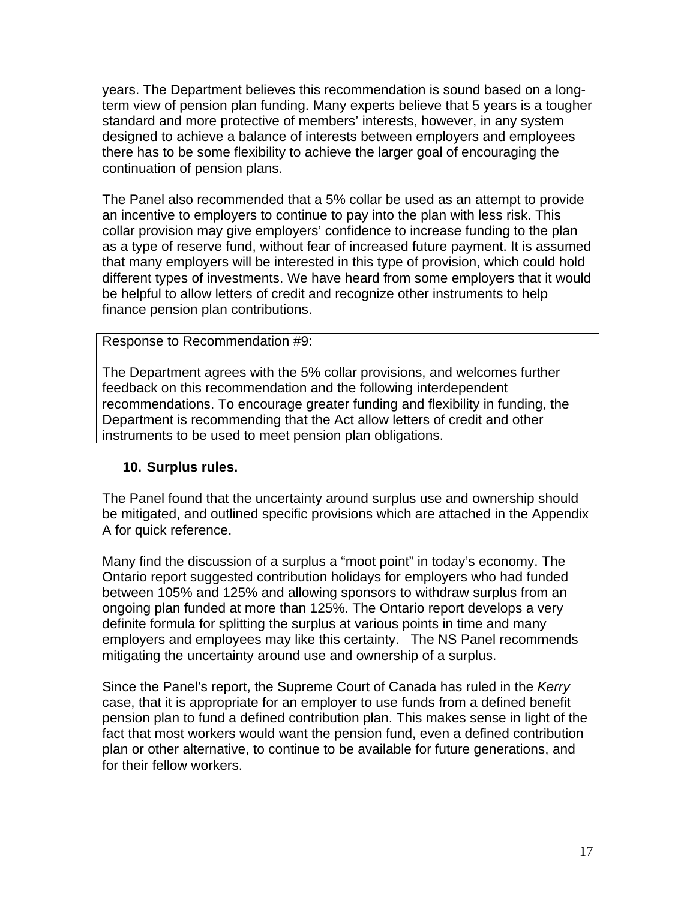years. The Department believes this recommendation is sound based on a long-term view of pension plan funding. Many experts believe that 5 years is a tougher standard and more protective of members' interests, however, in any system designed to achieve a balance of interests between employers and employees there has to be some flexibility to achieve the larger goal of encouraging the continuation of pension plans.

The Panel also recommended that a 5% collar be used as an attempt to provide an incentive to employers to continue to pay into the plan with less risk. This collar provision may give employers' confidence to increase funding to the plan as a type of reserve fund, without fear of increased future payment. It is assumed that many employers will be interested in this type of provision, which could hold different types of investments. We have heard from some employers that it would be helpful to allow letters of credit and recognize other instruments to help finance pension plan contributions.

> Response to Recommendation #9:
>
> The Department agrees with the 5% collar provisions, and welcomes further feedback on this recommendation and the following interdependent recommendations. To encourage greater funding and flexibility in funding, the Department is recommending that the Act allow letters of credit and other instruments to be used to meet pension plan obligations.

### 10. Surplus rules.

The Panel found that the uncertainty around surplus use and ownership should be mitigated, and outlined specific provisions which are attached in the Appendix A for quick reference.

Many find the discussion of a surplus a "moot point" in today's economy. The Ontario report suggested contribution holidays for employers who had funded between 105% and 125% and allowing sponsors to withdraw surplus from an ongoing plan funded at more than 125%. The Ontario report develops a very definite formula for splitting the surplus at various points in time and many employers and employees may like this certainty. The NS Panel recommends mitigating the uncertainty around use and ownership of a surplus.

Since the Panel's report, the Supreme Court of Canada has ruled in the *Kerry* case, that it is appropriate for an employer to use funds from a defined benefit pension plan to fund a defined contribution plan. This makes sense in light of the fact that most workers would want the pension fund, even a defined contribution plan or other alternative, to continue to be available for future generations, and for their fellow workers.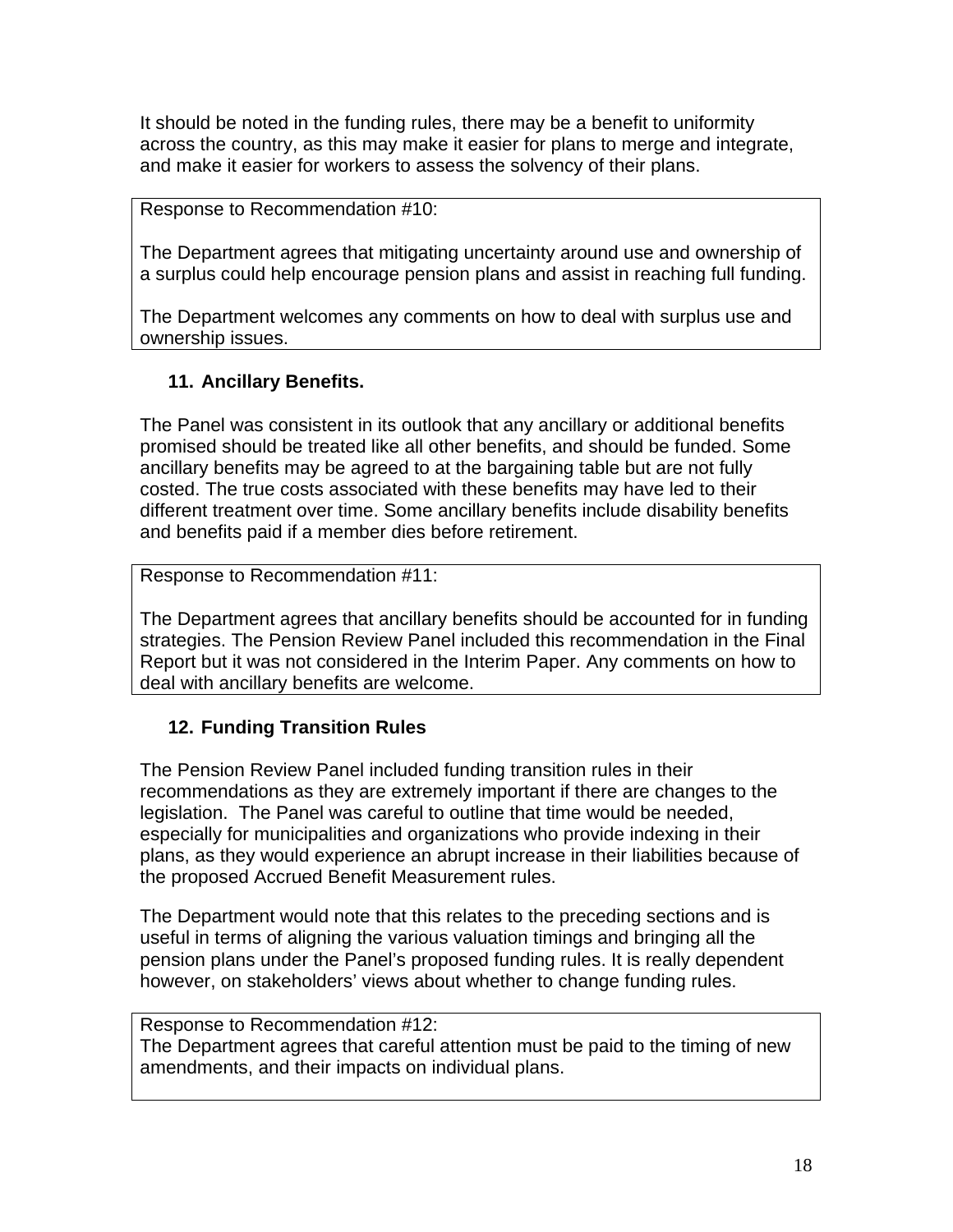It should be noted in the funding rules, there may be a benefit to uniformity across the country, as this may make it easier for plans to merge and integrate, and make it easier for workers to assess the solvency of their plans.

> Response to Recommendation #10:
>
> The Department agrees that mitigating uncertainty around use and ownership of a surplus could help encourage pension plans and assist in reaching full funding.
>
> The Department welcomes any comments on how to deal with surplus use and ownership issues.

### 11. Ancillary Benefits.

The Panel was consistent in its outlook that any ancillary or additional benefits promised should be treated like all other benefits, and should be funded. Some ancillary benefits may be agreed to at the bargaining table but are not fully costed. The true costs associated with these benefits may have led to their different treatment over time. Some ancillary benefits include disability benefits and benefits paid if a member dies before retirement.

> Response to Recommendation #11:
>
> The Department agrees that ancillary benefits should be accounted for in funding strategies. The Pension Review Panel included this recommendation in the Final Report but it was not considered in the Interim Paper. Any comments on how to deal with ancillary benefits are welcome.

### 12. Funding Transition Rules

The Pension Review Panel included funding transition rules in their recommendations as they are extremely important if there are changes to the legislation. The Panel was careful to outline that time would be needed, especially for municipalities and organizations who provide indexing in their plans, as they would experience an abrupt increase in their liabilities because of the proposed Accrued Benefit Measurement rules.

The Department would note that this relates to the preceding sections and is useful in terms of aligning the various valuation timings and bringing all the pension plans under the Panel's proposed funding rules. It is really dependent however, on stakeholders' views about whether to change funding rules.

> Response to Recommendation #12:
> The Department agrees that careful attention must be paid to the timing of new amendments, and their impacts on individual plans.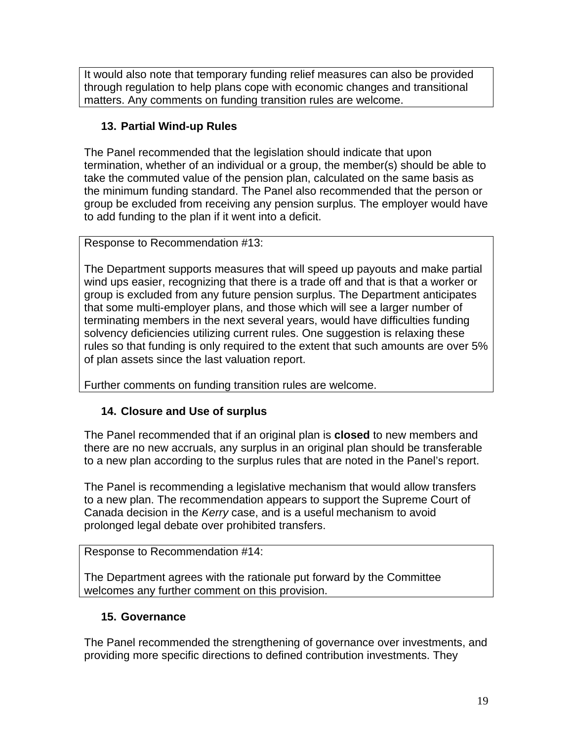It would also note that temporary funding relief measures can also be provided through regulation to help plans cope with economic changes and transitional matters. Any comments on funding transition rules are welcome.

### 13. Partial Wind-up Rules

The Panel recommended that the legislation should indicate that upon termination, whether of an individual or a group, the member(s) should be able to take the commuted value of the pension plan, calculated on the same basis as the minimum funding standard. The Panel also recommended that the person or group be excluded from receiving any pension surplus. The employer would have to add funding to the plan if it went into a deficit.

Response to Recommendation #13:

The Department supports measures that will speed up payouts and make partial wind ups easier, recognizing that there is a trade off and that is that a worker or group is excluded from any future pension surplus. The Department anticipates that some multi-employer plans, and those which will see a larger number of terminating members in the next several years, would have difficulties funding solvency deficiencies utilizing current rules. One suggestion is relaxing these rules so that funding is only required to the extent that such amounts are over 5% of plan assets since the last valuation report.

Further comments on funding transition rules are welcome.

### 14. Closure and Use of surplus

The Panel recommended that if an original plan is **closed** to new members and there are no new accruals, any surplus in an original plan should be transferable to a new plan according to the surplus rules that are noted in the Panel's report.

The Panel is recommending a legislative mechanism that would allow transfers to a new plan. The recommendation appears to support the Supreme Court of Canada decision in the *Kerry* case, and is a useful mechanism to avoid prolonged legal debate over prohibited transfers.

Response to Recommendation #14:

The Department agrees with the rationale put forward by the Committee welcomes any further comment on this provision.

### 15. Governance

The Panel recommended the strengthening of governance over investments, and providing more specific directions to defined contribution investments. They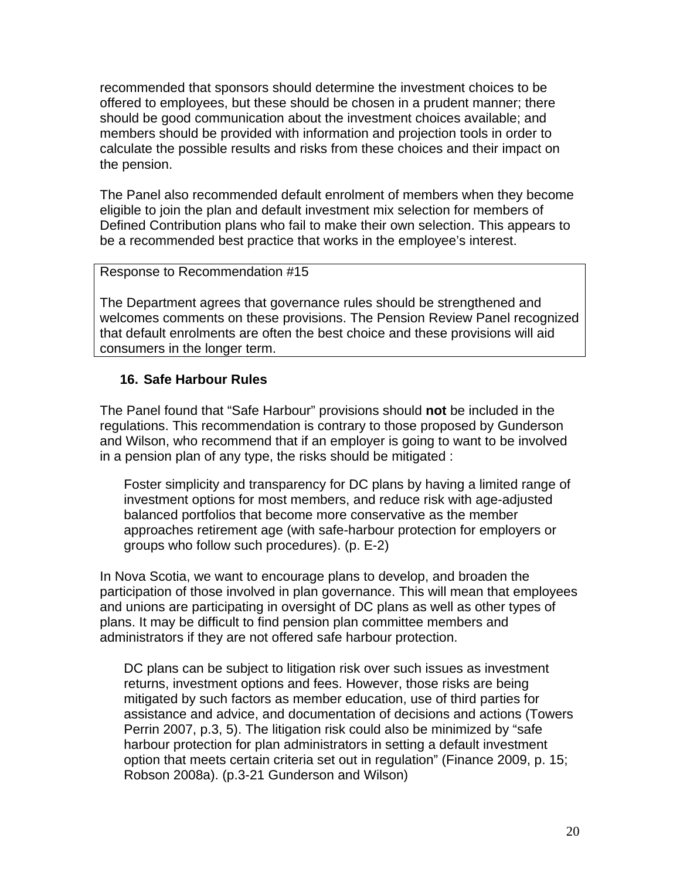recommended that sponsors should determine the investment choices to be offered to employees, but these should be chosen in a prudent manner; there should be good communication about the investment choices available; and members should be provided with information and projection tools in order to calculate the possible results and risks from these choices and their impact on the pension.

The Panel also recommended default enrolment of members when they become eligible to join the plan and default investment mix selection for members of Defined Contribution plans who fail to make their own selection. This appears to be a recommended best practice that works in the employee's interest.

> Response to Recommendation #15
>
> The Department agrees that governance rules should be strengthened and welcomes comments on these provisions. The Pension Review Panel recognized that default enrolments are often the best choice and these provisions will aid consumers in the longer term.

### 16. Safe Harbour Rules

The Panel found that "Safe Harbour" provisions should **not** be included in the regulations. This recommendation is contrary to those proposed by Gunderson and Wilson, who recommend that if an employer is going to want to be involved in a pension plan of any type, the risks should be mitigated :

> Foster simplicity and transparency for DC plans by having a limited range of investment options for most members, and reduce risk with age-adjusted balanced portfolios that become more conservative as the member approaches retirement age (with safe-harbour protection for employers or groups who follow such procedures). (p. E-2)

In Nova Scotia, we want to encourage plans to develop, and broaden the participation of those involved in plan governance. This will mean that employees and unions are participating in oversight of DC plans as well as other types of plans. It may be difficult to find pension plan committee members and administrators if they are not offered safe harbour protection.

> DC plans can be subject to litigation risk over such issues as investment returns, investment options and fees. However, those risks are being mitigated by such factors as member education, use of third parties for assistance and advice, and documentation of decisions and actions (Towers Perrin 2007, p.3, 5). The litigation risk could also be minimized by "safe harbour protection for plan administrators in setting a default investment option that meets certain criteria set out in regulation" (Finance 2009, p. 15; Robson 2008a). (p.3-21 Gunderson and Wilson)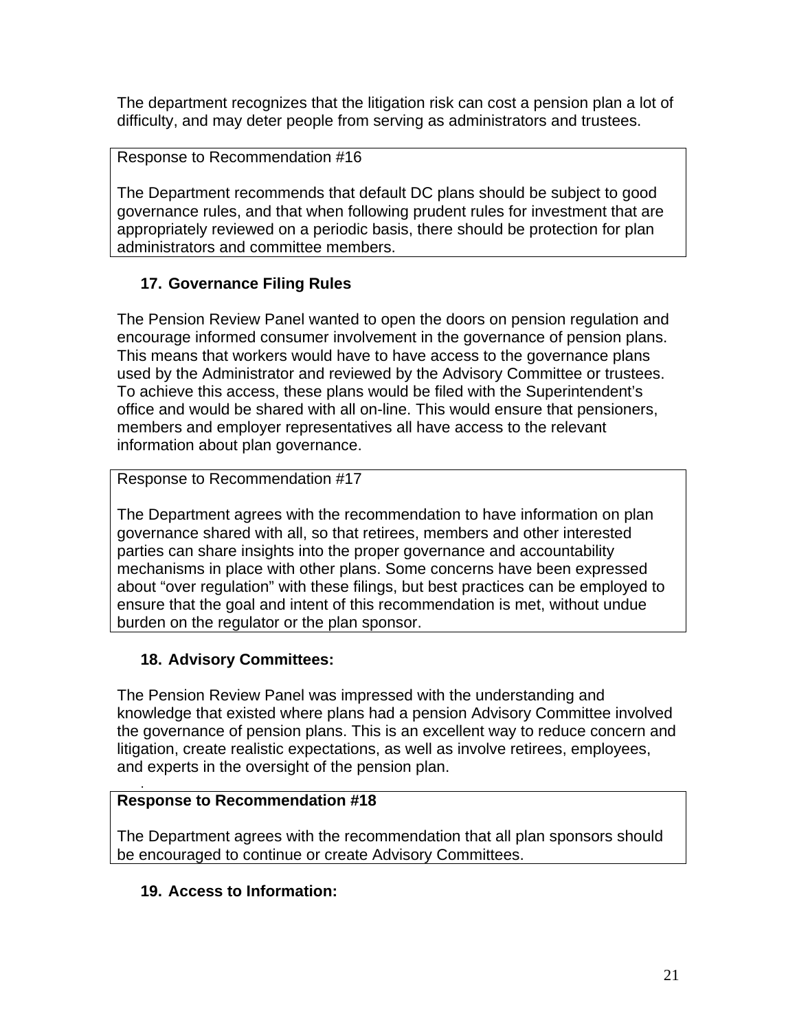The department recognizes that the litigation risk can cost a pension plan a lot of difficulty, and may deter people from serving as administrators and trustees.

> Response to Recommendation #16
>
> The Department recommends that default DC plans should be subject to good governance rules, and that when following prudent rules for investment that are appropriately reviewed on a periodic basis, there should be protection for plan administrators and committee members.

### 17. Governance Filing Rules

The Pension Review Panel wanted to open the doors on pension regulation and encourage informed consumer involvement in the governance of pension plans. This means that workers would have to have access to the governance plans used by the Administrator and reviewed by the Advisory Committee or trustees. To achieve this access, these plans would be filed with the Superintendent's office and would be shared with all on-line. This would ensure that pensioners, members and employer representatives all have access to the relevant information about plan governance.

> Response to Recommendation #17
>
> The Department agrees with the recommendation to have information on plan governance shared with all, so that retirees, members and other interested parties can share insights into the proper governance and accountability mechanisms in place with other plans. Some concerns have been expressed about "over regulation" with these filings, but best practices can be employed to ensure that the goal and intent of this recommendation is met, without undue burden on the regulator or the plan sponsor.

### 18. Advisory Committees:

The Pension Review Panel was impressed with the understanding and knowledge that existed where plans had a pension Advisory Committee involved the governance of pension plans. This is an excellent way to reduce concern and litigation, create realistic expectations, as well as involve retirees, employees, and experts in the oversight of the pension plan.

> **Response to Recommendation #18**
>
> The Department agrees with the recommendation that all plan sponsors should be encouraged to continue or create Advisory Committees.

### 19. Access to Information: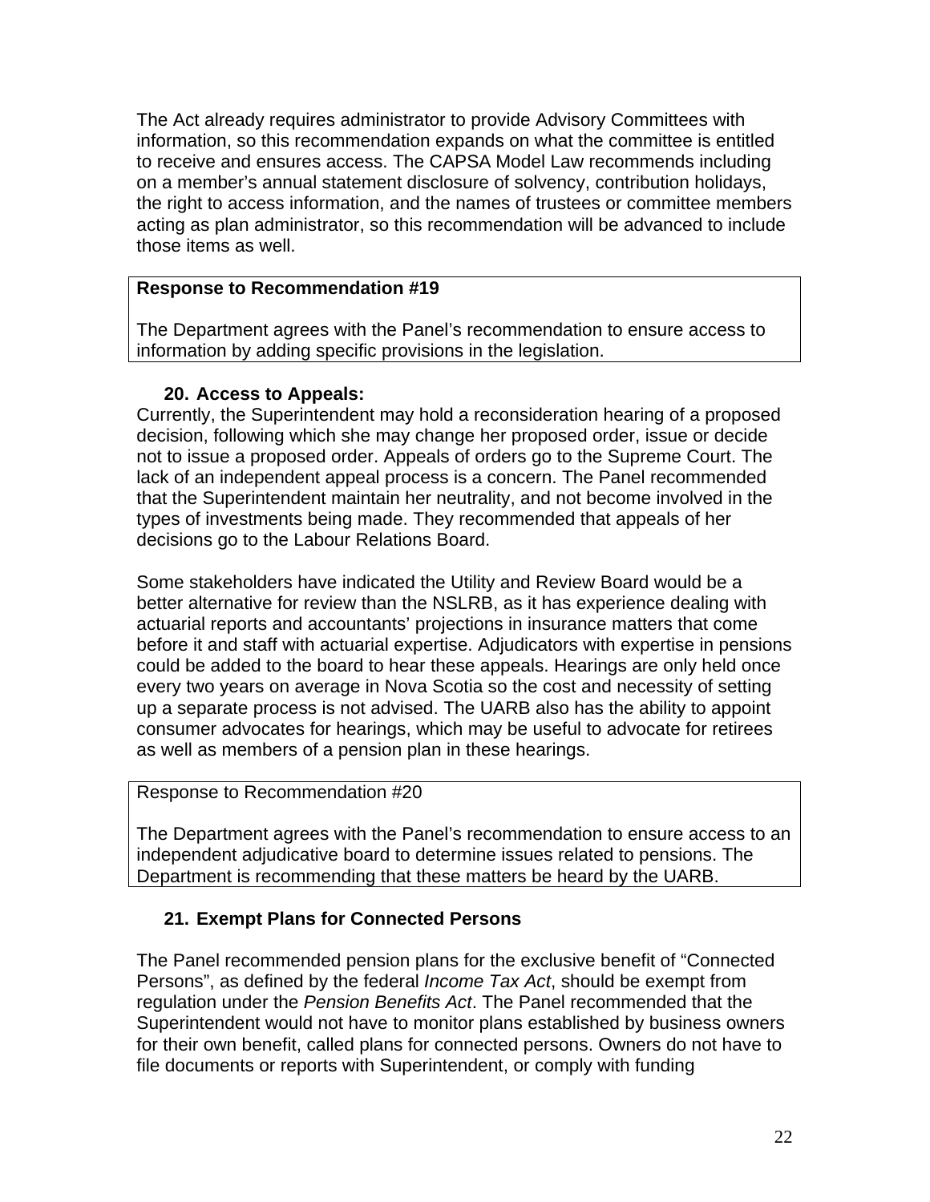The Act already requires administrator to provide Advisory Committees with information, so this recommendation expands on what the committee is entitled to receive and ensures access. The CAPSA Model Law recommends including on a member's annual statement disclosure of solvency, contribution holidays, the right to access information, and the names of trustees or committee members acting as plan administrator, so this recommendation will be advanced to include those items as well.

**Response to Recommendation #19**

The Department agrees with the Panel's recommendation to ensure access to information by adding specific provisions in the legislation.

### 20. Access to Appeals:

Currently, the Superintendent may hold a reconsideration hearing of a proposed decision, following which she may change her proposed order, issue or decide not to issue a proposed order. Appeals of orders go to the Supreme Court. The lack of an independent appeal process is a concern. The Panel recommended that the Superintendent maintain her neutrality, and not become involved in the types of investments being made. They recommended that appeals of her decisions go to the Labour Relations Board.

Some stakeholders have indicated the Utility and Review Board would be a better alternative for review than the NSLRB, as it has experience dealing with actuarial reports and accountants' projections in insurance matters that come before it and staff with actuarial expertise. Adjudicators with expertise in pensions could be added to the board to hear these appeals. Hearings are only held once every two years on average in Nova Scotia so the cost and necessity of setting up a separate process is not advised. The UARB also has the ability to appoint consumer advocates for hearings, which may be useful to advocate for retirees as well as members of a pension plan in these hearings.

Response to Recommendation #20

The Department agrees with the Panel's recommendation to ensure access to an independent adjudicative board to determine issues related to pensions. The Department is recommending that these matters be heard by the UARB.

### 21. Exempt Plans for Connected Persons

The Panel recommended pension plans for the exclusive benefit of "Connected Persons", as defined by the federal *Income Tax Act*, should be exempt from regulation under the *Pension Benefits Act*. The Panel recommended that the Superintendent would not have to monitor plans established by business owners for their own benefit, called plans for connected persons. Owners do not have to file documents or reports with Superintendent, or comply with funding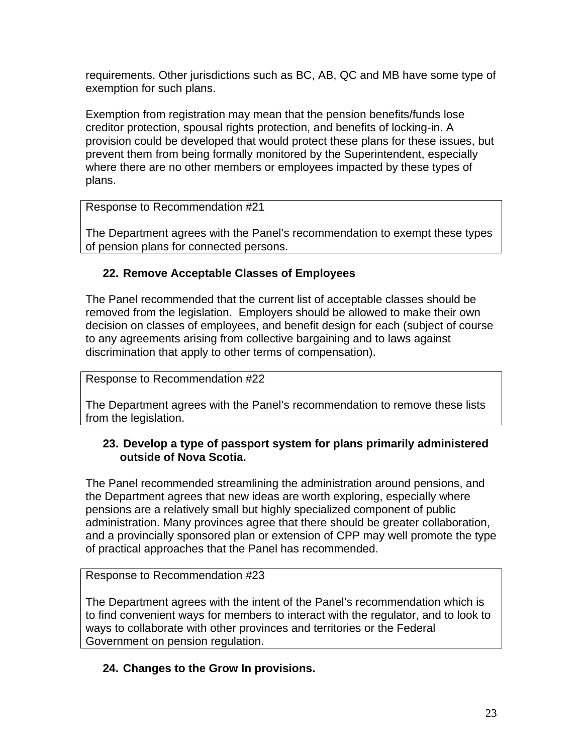requirements. Other jurisdictions such as BC, AB, QC and MB have some type of exemption for such plans.

Exemption from registration may mean that the pension benefits/funds lose creditor protection, spousal rights protection, and benefits of locking-in. A provision could be developed that would protect these plans for these issues, but prevent them from being formally monitored by the Superintendent, especially where there are no other members or employees impacted by these types of plans.

> Response to Recommendation #21
>
> The Department agrees with the Panel's recommendation to exempt these types of pension plans for connected persons.

### 22. Remove Acceptable Classes of Employees

The Panel recommended that the current list of acceptable classes should be removed from the legislation. Employers should be allowed to make their own decision on classes of employees, and benefit design for each (subject of course to any agreements arising from collective bargaining and to laws against discrimination that apply to other terms of compensation).

> Response to Recommendation #22
>
> The Department agrees with the Panel's recommendation to remove these lists from the legislation.

### 23. Develop a type of passport system for plans primarily administered outside of Nova Scotia.

The Panel recommended streamlining the administration around pensions, and the Department agrees that new ideas are worth exploring, especially where pensions are a relatively small but highly specialized component of public administration. Many provinces agree that there should be greater collaboration, and a provincially sponsored plan or extension of CPP may well promote the type of practical approaches that the Panel has recommended.

> Response to Recommendation #23
>
> The Department agrees with the intent of the Panel's recommendation which is to find convenient ways for members to interact with the regulator, and to look to ways to collaborate with other provinces and territories or the Federal Government on pension regulation.

### 24. Changes to the Grow In provisions.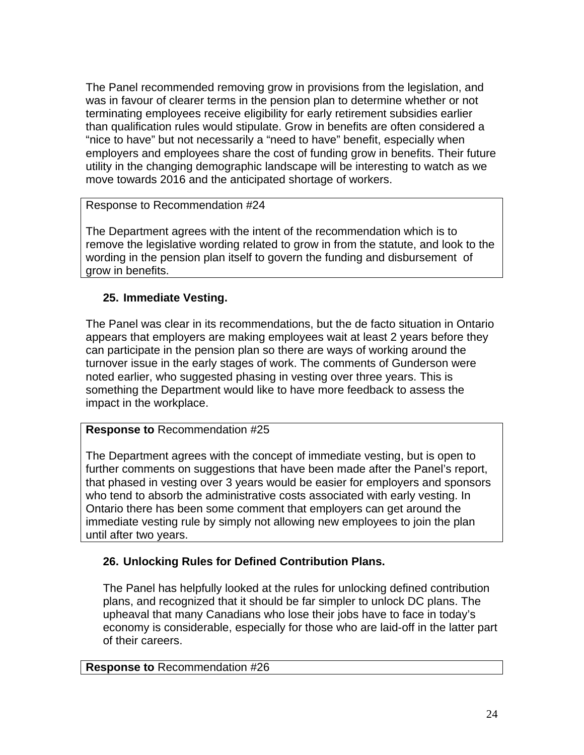The Panel recommended removing grow in provisions from the legislation, and was in favour of clearer terms in the pension plan to determine whether or not terminating employees receive eligibility for early retirement subsidies earlier than qualification rules would stipulate. Grow in benefits are often considered a “nice to have” but not necessarily a “need to have” benefit, especially when employers and employees share the cost of funding grow in benefits. Their future utility in the changing demographic landscape will be interesting to watch as we move towards 2016 and the anticipated shortage of workers.

| Response to Recommendation #24<br><br>The Department agrees with the intent of the recommendation which is to remove the legislative wording related to grow in from the statute, and look to the wording in the pension plan itself to govern the funding and disbursement of grow in benefits. |
|---|

**25. Immediate Vesting.**

The Panel was clear in its recommendations, but the de facto situation in Ontario appears that employers are making employees wait at least 2 years before they can participate in the pension plan so there are ways of working around the turnover issue in the early stages of work. The comments of Gunderson were noted earlier, who suggested phasing in vesting over three years. This is something the Department would like to have more feedback to assess the impact in the workplace.

| **Response to** Recommendation #25<br><br>The Department agrees with the concept of immediate vesting, but is open to further comments on suggestions that have been made after the Panel’s report, that phased in vesting over 3 years would be easier for employers and sponsors who tend to absorb the administrative costs associated with early vesting. In Ontario there has been some comment that employers can get around the immediate vesting rule by simply not allowing new employees to join the plan until after two years. |
|---|

**26. Unlocking Rules for Defined Contribution Plans.**

The Panel has helpfully looked at the rules for unlocking defined contribution plans, and recognized that it should be far simpler to unlock DC plans. The upheaval that many Canadians who lose their jobs have to face in today’s economy is considerable, especially for those who are laid-off in the latter part of their careers.

| **Response to** Recommendation #26 |
|---|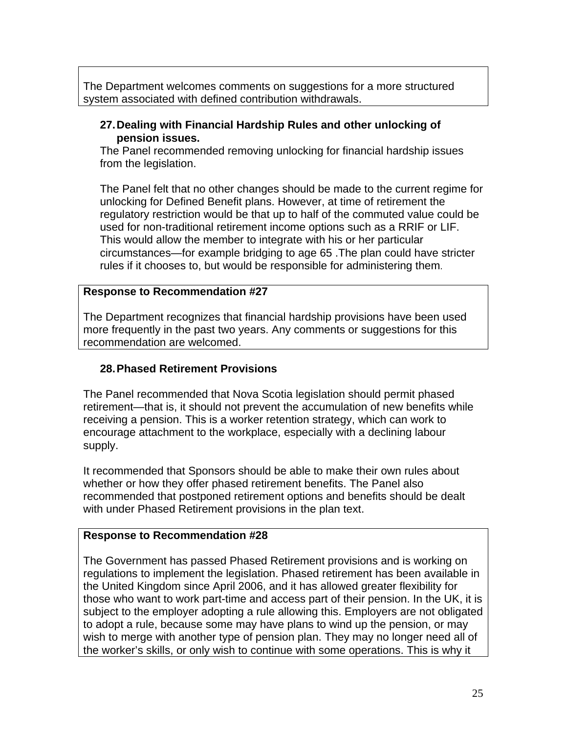The Department welcomes comments on suggestions for a more structured system associated with defined contribution withdrawals.

### 27. Dealing with Financial Hardship Rules and other unlocking of pension issues.

The Panel recommended removing unlocking for financial hardship issues from the legislation.

The Panel felt that no other changes should be made to the current regime for unlocking for Defined Benefit plans. However, at time of retirement the regulatory restriction would be that up to half of the commuted value could be used for non-traditional retirement income options such as a RRIF or LIF. This would allow the member to integrate with his or her particular circumstances—for example bridging to age 65 .The plan could have stricter rules if it chooses to, but would be responsible for administering them.

**Response to Recommendation #27**

The Department recognizes that financial hardship provisions have been used more frequently in the past two years. Any comments or suggestions for this recommendation are welcomed.

### 28. Phased Retirement Provisions

The Panel recommended that Nova Scotia legislation should permit phased retirement—that is, it should not prevent the accumulation of new benefits while receiving a pension. This is a worker retention strategy, which can work to encourage attachment to the workplace, especially with a declining labour supply.

It recommended that Sponsors should be able to make their own rules about whether or how they offer phased retirement benefits. The Panel also recommended that postponed retirement options and benefits should be dealt with under Phased Retirement provisions in the plan text.

**Response to Recommendation #28**

The Government has passed Phased Retirement provisions and is working on regulations to implement the legislation. Phased retirement has been available in the United Kingdom since April 2006, and it has allowed greater flexibility for those who want to work part-time and access part of their pension. In the UK, it is subject to the employer adopting a rule allowing this. Employers are not obligated to adopt a rule, because some may have plans to wind up the pension, or may wish to merge with another type of pension plan. They may no longer need all of the worker's skills, or only wish to continue with some operations. This is why it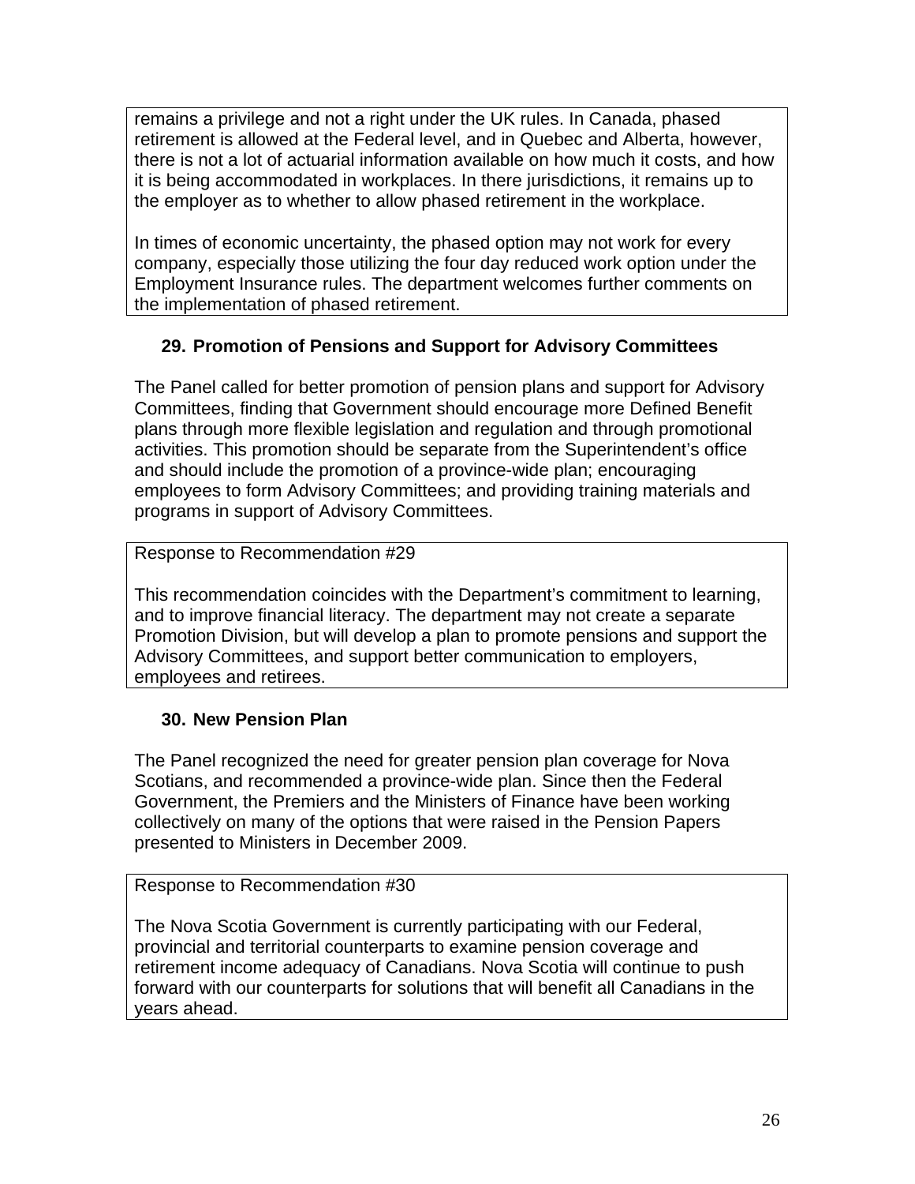remains a privilege and not a right under the UK rules. In Canada, phased retirement is allowed at the Federal level, and in Quebec and Alberta, however, there is not a lot of actuarial information available on how much it costs, and how it is being accommodated in workplaces. In there jurisdictions, it remains up to the employer as to whether to allow phased retirement in the workplace.

In times of economic uncertainty, the phased option may not work for every company, especially those utilizing the four day reduced work option under the Employment Insurance rules. The department welcomes further comments on the implementation of phased retirement.

### 29. Promotion of Pensions and Support for Advisory Committees

The Panel called for better promotion of pension plans and support for Advisory Committees, finding that Government should encourage more Defined Benefit plans through more flexible legislation and regulation and through promotional activities. This promotion should be separate from the Superintendent's office and should include the promotion of a province-wide plan; encouraging employees to form Advisory Committees; and providing training materials and programs in support of Advisory Committees.

Response to Recommendation #29

This recommendation coincides with the Department's commitment to learning, and to improve financial literacy. The department may not create a separate Promotion Division, but will develop a plan to promote pensions and support the Advisory Committees, and support better communication to employers, employees and retirees.

### 30. New Pension Plan

The Panel recognized the need for greater pension plan coverage for Nova Scotians, and recommended a province-wide plan. Since then the Federal Government, the Premiers and the Ministers of Finance have been working collectively on many of the options that were raised in the Pension Papers presented to Ministers in December 2009.

Response to Recommendation #30

The Nova Scotia Government is currently participating with our Federal, provincial and territorial counterparts to examine pension coverage and retirement income adequacy of Canadians. Nova Scotia will continue to push forward with our counterparts for solutions that will benefit all Canadians in the years ahead.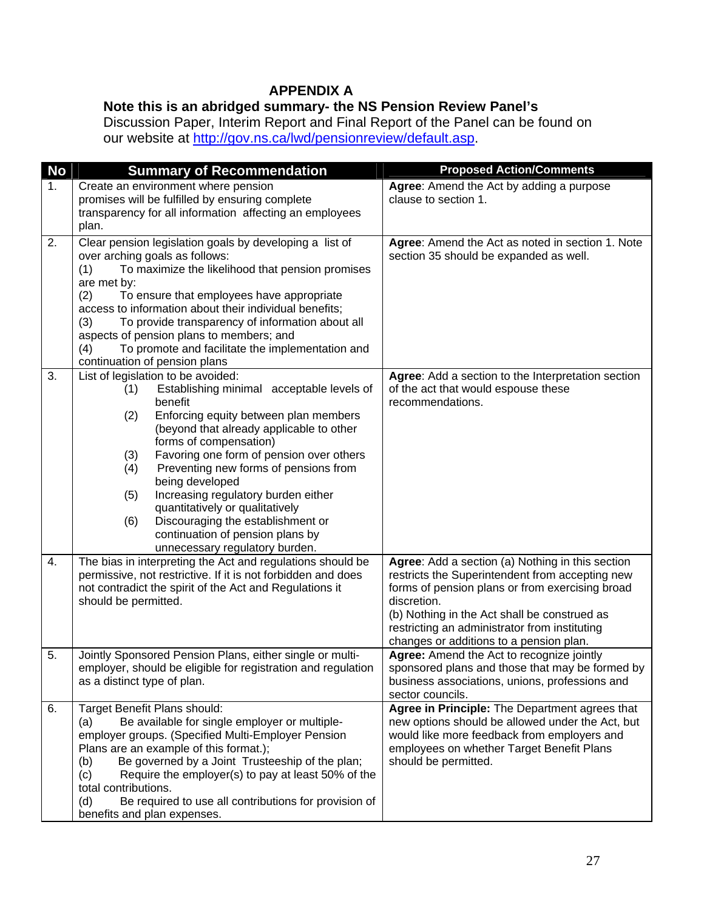## APPENDIX A

**Note this is an abridged summary- the NS Pension Review Panel's** Discussion Paper, Interim Report and Final Report of the Panel can be found on our website at http://gov.ns.ca/lwd/pensionreview/default.asp.

| No | Summary of Recommendation | Proposed Action/Comments |
|---|---|---|
| 1. | Create an environment where pension promises will be fulfilled by ensuring complete transparency for all information affecting an employees plan. | **Agree**: Amend the Act by adding a purpose clause to section 1. |
| 2. | Clear pension legislation goals by developing a list of over arching goals as follows:<br>(1) To maximize the likelihood that pension promises are met by:<br>(2) To ensure that employees have appropriate access to information about their individual benefits;<br>(3) To provide transparency of information about all aspects of pension plans to members; and<br>(4) To promote and facilitate the implementation and continuation of pension plans | **Agree**: Amend the Act as noted in section 1. Note section 35 should be expanded as well. |
| 3. | List of legislation to be avoided:<br>(1) Establishing minimal acceptable levels of benefit<br>(2) Enforcing equity between plan members (beyond that already applicable to other forms of compensation)<br>(3) Favoring one form of pension over others<br>(4) Preventing new forms of pensions from being developed<br>(5) Increasing regulatory burden either quantitatively or qualitatively<br>(6) Discouraging the establishment or continuation of pension plans by unnecessary regulatory burden. | **Agree**: Add a section to the Interpretation section of the act that would espouse these recommendations. |
| 4. | The bias in interpreting the Act and regulations should be permissive, not restrictive. If it is not forbidden and does not contradict the spirit of the Act and Regulations it should be permitted. | **Agree**: Add a section (a) Nothing in this section restricts the Superintendent from accepting new forms of pension plans or from exercising broad discretion.<br>(b) Nothing in the Act shall be construed as restricting an administrator from instituting changes or additions to a pension plan. |
| 5. | Jointly Sponsored Pension Plans, either single or multi-employer, should be eligible for registration and regulation as a distinct type of plan. | **Agree:** Amend the Act to recognize jointly sponsored plans and those that may be formed by business associations, unions, professions and sector councils. |
| 6. | Target Benefit Plans should:<br>(a) Be available for single employer or multiple-employer groups. (Specified Multi-Employer Pension Plans are an example of this format.);<br>(b) Be governed by a Joint Trusteeship of the plan;<br>(c) Require the employer(s) to pay at least 50% of the total contributions.<br>(d) Be required to use all contributions for provision of benefits and plan expenses. | **Agree in Principle:** The Department agrees that new options should be allowed under the Act, but would like more feedback from employers and employees on whether Target Benefit Plans should be permitted. |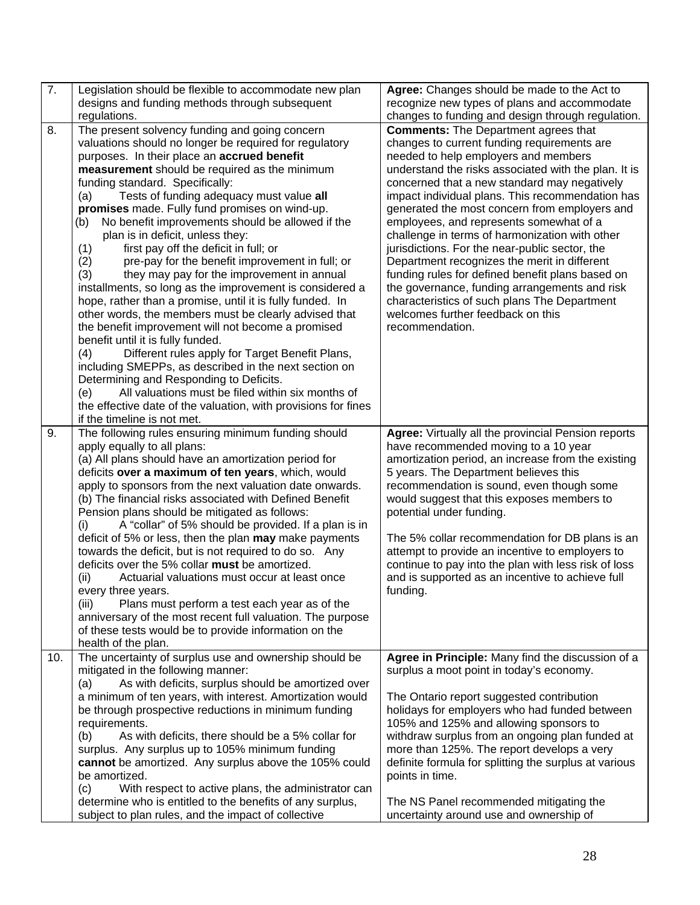| | | |
|---|---|---|
| 7. | Legislation should be flexible to accommodate new plan designs and funding methods through subsequent regulations. | **Agree:** Changes should be made to the Act to recognize new types of plans and accommodate changes to funding and design through regulation. |
| 8. | The present solvency funding and going concern valuations should no longer be required for regulatory purposes. In their place an **accrued benefit measurement** should be required as the minimum funding standard. Specifically:<br>(a) Tests of funding adequacy must value **all promises** made. Fully fund promises on wind-up.<br>(b) No benefit improvements should be allowed if the plan is in deficit, unless they:<br>(1) first pay off the deficit in full; or<br>(2) pre-pay for the benefit improvement in full; or<br>(3) they may pay for the improvement in annual installments, so long as the improvement is considered a hope, rather than a promise, until it is fully funded. In other words, the members must be clearly advised that the benefit improvement will not become a promised benefit until it is fully funded.<br>(4) Different rules apply for Target Benefit Plans, including SMEPPs, as described in the next section on Determining and Responding to Deficits.<br>(e) All valuations must be filed within six months of the effective date of the valuation, with provisions for fines if the timeline is not met. | **Comments:** The Department agrees that changes to current funding requirements are needed to help employers and members understand the risks associated with the plan. It is concerned that a new standard may negatively impact individual plans. This recommendation has generated the most concern from employers and employees, and represents somewhat of a challenge in terms of harmonization with other jurisdictions. For the near-public sector, the Department recognizes the merit in different funding rules for defined benefit plans based on the governance, funding arrangements and risk characteristics of such plans The Department welcomes further feedback on this recommendation. |
| 9. | The following rules ensuring minimum funding should apply equally to all plans:<br>(a) All plans should have an amortization period for deficits **over a maximum of ten years**, which, would apply to sponsors from the next valuation date onwards.<br>(b) The financial risks associated with Defined Benefit Pension plans should be mitigated as follows:<br>(i) A "collar" of 5% should be provided. If a plan is in deficit of 5% or less, then the plan **may** make payments towards the deficit, but is not required to do so. Any deficits over the 5% collar **must** be amortized.<br>(ii) Actuarial valuations must occur at least once every three years.<br>(iii) Plans must perform a test each year as of the anniversary of the most recent full valuation. The purpose of these tests would be to provide information on the health of the plan. | **Agree:** Virtually all the provincial Pension reports have recommended moving to a 10 year amortization period, an increase from the existing 5 years. The Department believes this recommendation is sound, even though some would suggest that this exposes members to potential under funding.<br><br>The 5% collar recommendation for DB plans is an attempt to provide an incentive to employers to continue to pay into the plan with less risk of loss and is supported as an incentive to achieve full funding. |
| 10. | The uncertainty of surplus use and ownership should be mitigated in the following manner:<br>(a) As with deficits, surplus should be amortized over a minimum of ten years, with interest. Amortization would be through prospective reductions in minimum funding requirements.<br>(b) As with deficits, there should be a 5% collar for surplus. Any surplus up to 105% minimum funding **cannot** be amortized. Any surplus above the 105% could be amortized.<br>(c) With respect to active plans, the administrator can determine who is entitled to the benefits of any surplus, subject to plan rules, and the impact of collective | **Agree in Principle:** Many find the discussion of a surplus a moot point in today's economy.<br><br>The Ontario report suggested contribution holidays for employers who had funded between 105% and 125% and allowing sponsors to withdraw surplus from an ongoing plan funded at more than 125%. The report develops a very definite formula for splitting the surplus at various points in time.<br><br>The NS Panel recommended mitigating the uncertainty around use and ownership of |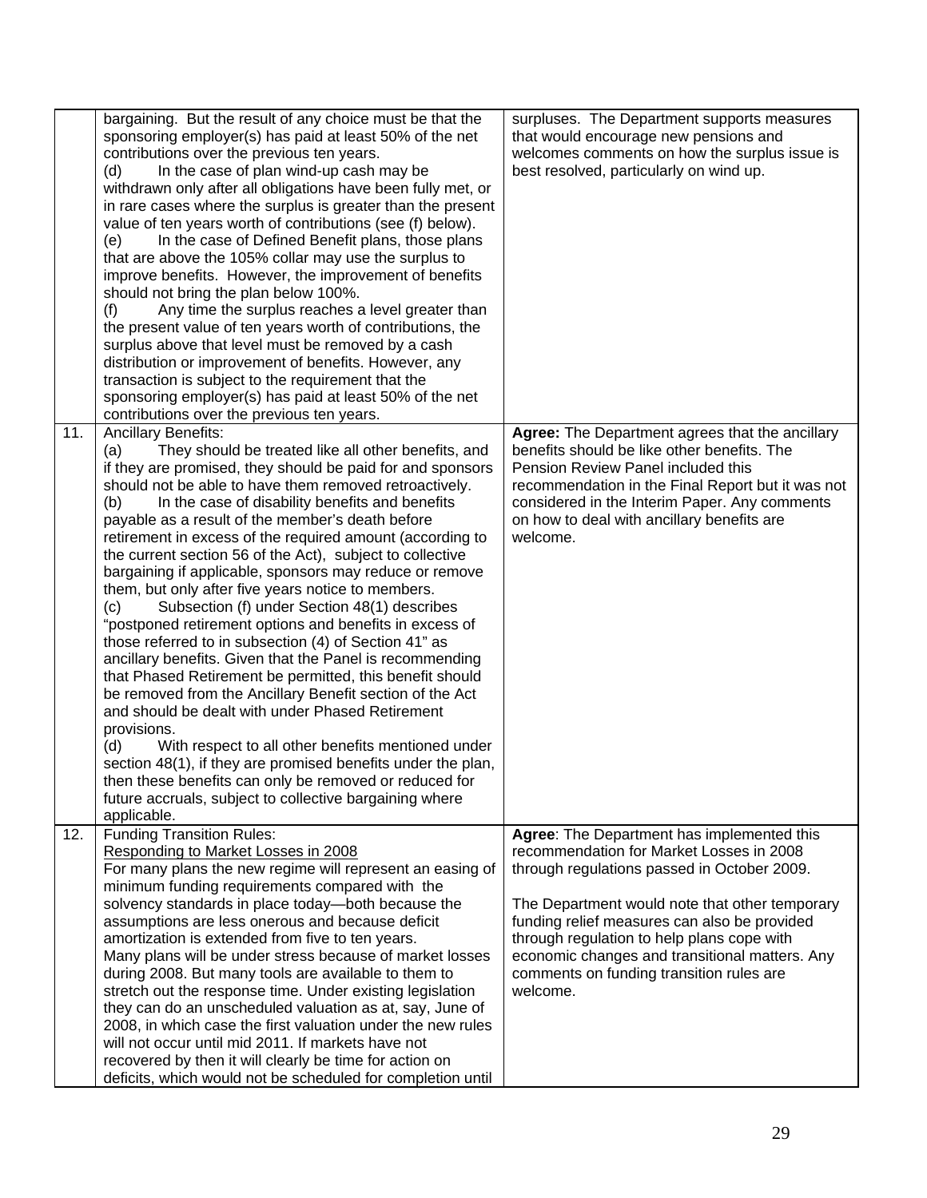| | | |
|---|---|---|
| | bargaining. But the result of any choice must be that the sponsoring employer(s) has paid at least 50% of the net contributions over the previous ten years.<br>(d) In the case of plan wind-up cash may be withdrawn only after all obligations have been fully met, or in rare cases where the surplus is greater than the present value of ten years worth of contributions (see (f) below).<br>(e) In the case of Defined Benefit plans, those plans that are above the 105% collar may use the surplus to improve benefits. However, the improvement of benefits should not bring the plan below 100%.<br>(f) Any time the surplus reaches a level greater than the present value of ten years worth of contributions, the surplus above that level must be removed by a cash distribution or improvement of benefits. However, any transaction is subject to the requirement that the sponsoring employer(s) has paid at least 50% of the net contributions over the previous ten years. | surpluses. The Department supports measures that would encourage new pensions and welcomes comments on how the surplus issue is best resolved, particularly on wind up. |
| 11. | Ancillary Benefits:<br>(a) They should be treated like all other benefits, and if they are promised, they should be paid for and sponsors should not be able to have them removed retroactively.<br>(b) In the case of disability benefits and benefits payable as a result of the member's death before retirement in excess of the required amount (according to the current section 56 of the Act), subject to collective bargaining if applicable, sponsors may reduce or remove them, but only after five years notice to members.<br>(c) Subsection (f) under Section 48(1) describes "postponed retirement options and benefits in excess of those referred to in subsection (4) of Section 41" as ancillary benefits. Given that the Panel is recommending that Phased Retirement be permitted, this benefit should be removed from the Ancillary Benefit section of the Act and should be dealt with under Phased Retirement provisions.<br>(d) With respect to all other benefits mentioned under section 48(1), if they are promised benefits under the plan, then these benefits can only be removed or reduced for future accruals, subject to collective bargaining where applicable. | **Agree:** The Department agrees that the ancillary benefits should be like other benefits. The Pension Review Panel included this recommendation in the Final Report but it was not considered in the Interim Paper. Any comments on how to deal with ancillary benefits are welcome. |
| 12. | Funding Transition Rules:<br>Responding to Market Losses in 2008<br>For many plans the new regime will represent an easing of minimum funding requirements compared with the solvency standards in place today—both because the assumptions are less onerous and because deficit amortization is extended from five to ten years.<br>Many plans will be under stress because of market losses during 2008. But many tools are available to them to stretch out the response time. Under existing legislation they can do an unscheduled valuation as at, say, June of 2008, in which case the first valuation under the new rules will not occur until mid 2011. If markets have not recovered by then it will clearly be time for action on deficits, which would not be scheduled for completion until | **Agree**: The Department has implemented this recommendation for Market Losses in 2008 through regulations passed in October 2009.<br><br>The Department would note that other temporary funding relief measures can also be provided through regulation to help plans cope with economic changes and transitional matters. Any comments on funding transition rules are welcome. |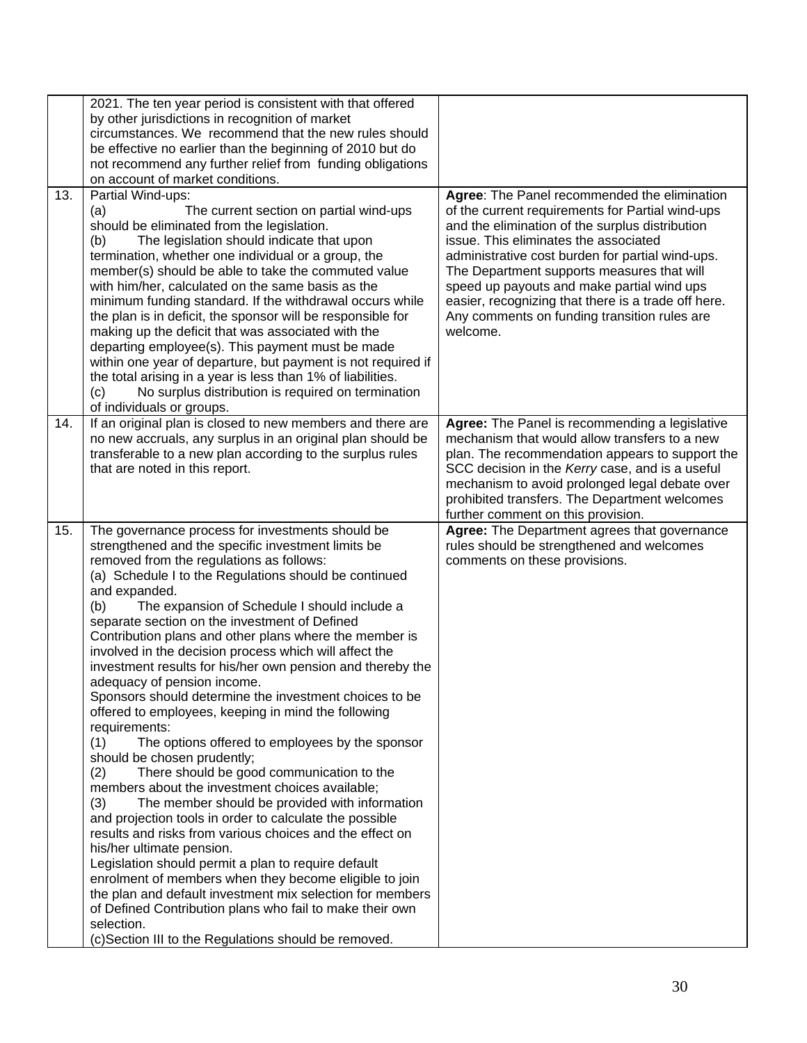| | | |
|---|---|---|
| | 2021. The ten year period is consistent with that offered by other jurisdictions in recognition of market circumstances. We recommend that the new rules should be effective no earlier than the beginning of 2010 but do not recommend any further relief from funding obligations on account of market conditions. | |
| 13. | Partial Wind-ups:<br>(a) The current section on partial wind-ups should be eliminated from the legislation.<br>(b) The legislation should indicate that upon termination, whether one individual or a group, the member(s) should be able to take the commuted value with him/her, calculated on the same basis as the minimum funding standard. If the withdrawal occurs while the plan is in deficit, the sponsor will be responsible for making up the deficit that was associated with the departing employee(s). This payment must be made within one year of departure, but payment is not required if the total arising in a year is less than 1% of liabilities.<br>(c) No surplus distribution is required on termination of individuals or groups. | **Agree**: The Panel recommended the elimination of the current requirements for Partial wind-ups and the elimination of the surplus distribution issue. This eliminates the associated administrative cost burden for partial wind-ups. The Department supports measures that will speed up payouts and make partial wind ups easier, recognizing that there is a trade off here. Any comments on funding transition rules are welcome. |
| 14. | If an original plan is closed to new members and there are no new accruals, any surplus in an original plan should be transferable to a new plan according to the surplus rules that are noted in this report. | **Agree:** The Panel is recommending a legislative mechanism that would allow transfers to a new plan. The recommendation appears to support the SCC decision in the *Kerry* case, and is a useful mechanism to avoid prolonged legal debate over prohibited transfers. The Department welcomes further comment on this provision. |
| 15. | The governance process for investments should be strengthened and the specific investment limits be removed from the regulations as follows:<br>(a) Schedule I to the Regulations should be continued and expanded.<br>(b) The expansion of Schedule I should include a separate section on the investment of Defined Contribution plans and other plans where the member is involved in the decision process which will affect the investment results for his/her own pension and thereby the adequacy of pension income.<br>Sponsors should determine the investment choices to be offered to employees, keeping in mind the following requirements:<br>(1) The options offered to employees by the sponsor should be chosen prudently;<br>(2) There should be good communication to the members about the investment choices available;<br>(3) The member should be provided with information and projection tools in order to calculate the possible results and risks from various choices and the effect on his/her ultimate pension.<br>Legislation should permit a plan to require default enrolment of members when they become eligible to join the plan and default investment mix selection for members of Defined Contribution plans who fail to make their own selection.<br>(c)Section III to the Regulations should be removed. | **Agree:** The Department agrees that governance rules should be strengthened and welcomes comments on these provisions. |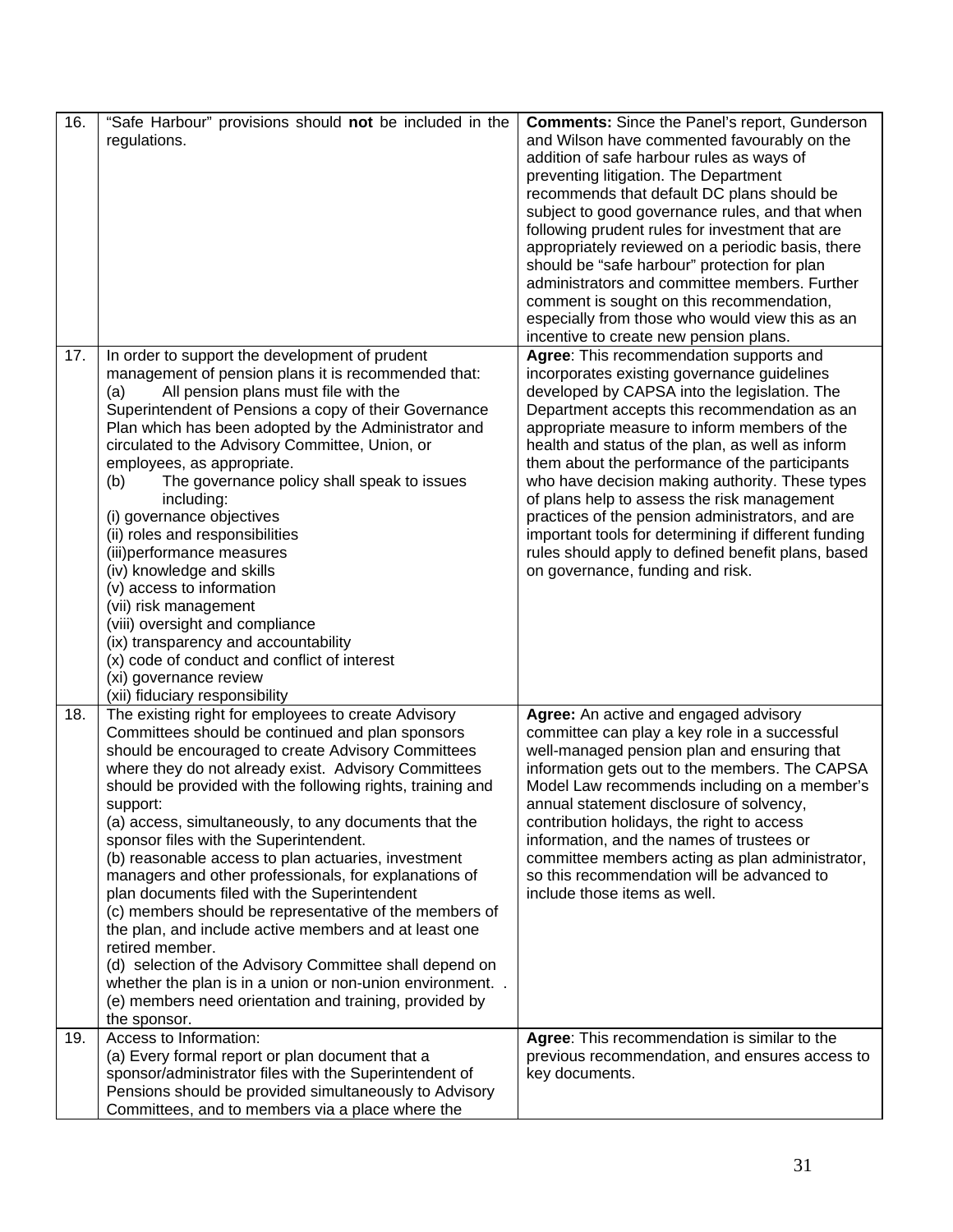| | | |
|---|---|---|
| 16. | "Safe Harbour" provisions should **not** be included in the regulations. | **Comments:** Since the Panel's report, Gunderson and Wilson have commented favourably on the addition of safe harbour rules as ways of preventing litigation. The Department recommends that default DC plans should be subject to good governance rules, and that when following prudent rules for investment that are appropriately reviewed on a periodic basis, there should be "safe harbour" protection for plan administrators and committee members. Further comment is sought on this recommendation, especially from those who would view this as an incentive to create new pension plans. |
| 17. | In order to support the development of prudent management of pension plans it is recommended that:<br>(a) All pension plans must file with the Superintendent of Pensions a copy of their Governance Plan which has been adopted by the Administrator and circulated to the Advisory Committee, Union, or employees, as appropriate.<br>(b) The governance policy shall speak to issues including:<br>(i) governance objectives<br>(ii) roles and responsibilities<br>(iii)performance measures<br>(iv) knowledge and skills<br>(v) access to information<br>(vii) risk management<br>(viii) oversight and compliance<br>(ix) transparency and accountability<br>(x) code of conduct and conflict of interest<br>(xi) governance review<br>(xii) fiduciary responsibility | **Agree**: This recommendation supports and incorporates existing governance guidelines developed by CAPSA into the legislation. The Department accepts this recommendation as an appropriate measure to inform members of the health and status of the plan, as well as inform them about the performance of the participants who have decision making authority. These types of plans help to assess the risk management practices of the pension administrators, and are important tools for determining if different funding rules should apply to defined benefit plans, based on governance, funding and risk. |
| 18. | The existing right for employees to create Advisory Committees should be continued and plan sponsors should be encouraged to create Advisory Committees where they do not already exist. Advisory Committees should be provided with the following rights, training and support:<br>(a) access, simultaneously, to any documents that the sponsor files with the Superintendent.<br>(b) reasonable access to plan actuaries, investment managers and other professionals, for explanations of plan documents filed with the Superintendent<br>(c) members should be representative of the members of the plan, and include active members and at least one retired member.<br>(d) selection of the Advisory Committee shall depend on whether the plan is in a union or non-union environment. .<br>(e) members need orientation and training, provided by the sponsor. | **Agree:** An active and engaged advisory committee can play a key role in a successful well-managed pension plan and ensuring that information gets out to the members. The CAPSA Model Law recommends including on a member's annual statement disclosure of solvency, contribution holidays, the right to access information, and the names of trustees or committee members acting as plan administrator, so this recommendation will be advanced to include those items as well. |
| 19. | Access to Information:<br>(a) Every formal report or plan document that a sponsor/administrator files with the Superintendent of Pensions should be provided simultaneously to Advisory Committees, and to members via a place where the | **Agree**: This recommendation is similar to the previous recommendation, and ensures access to key documents. |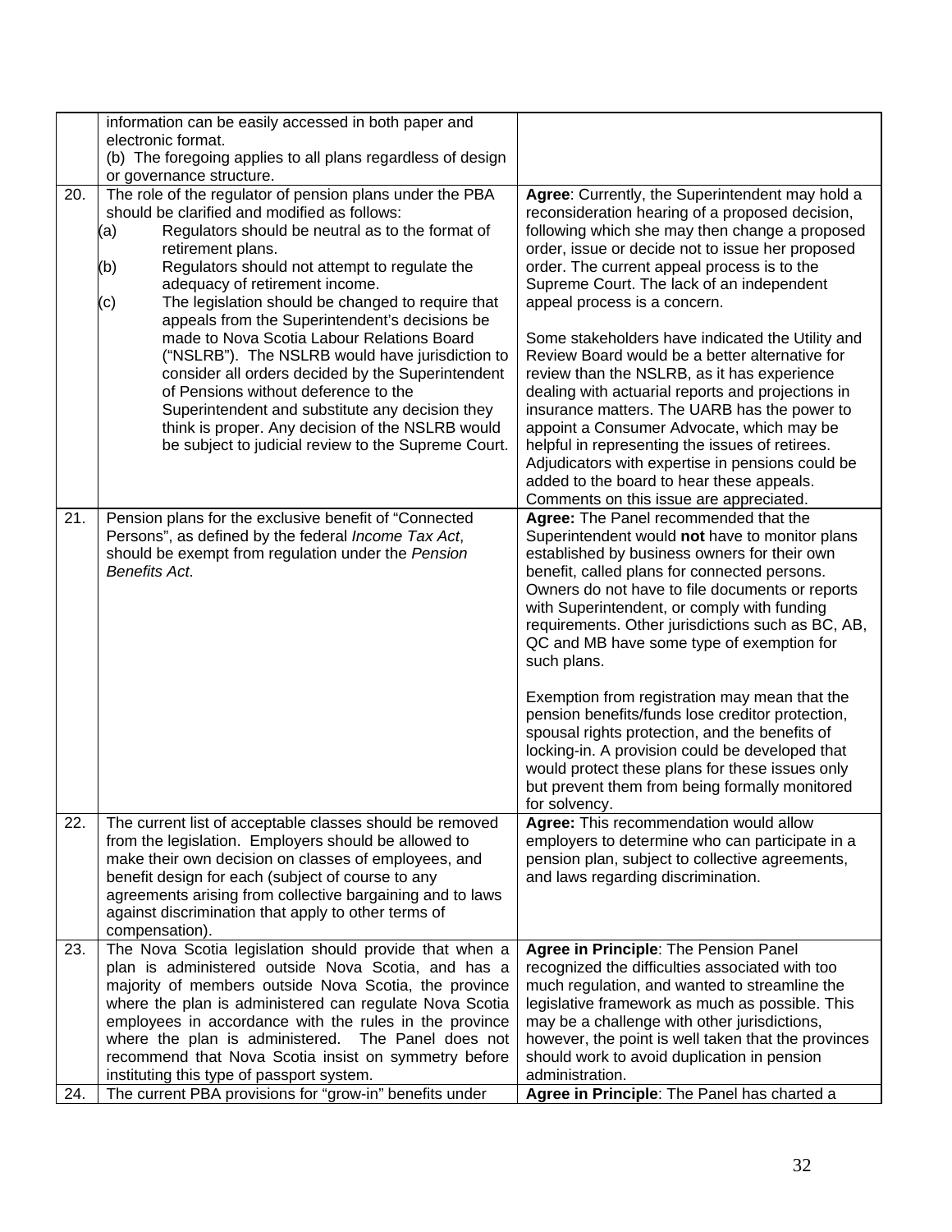| | | |
|---|---|---|
| | information can be easily accessed in both paper and electronic format.<br>(b) The foregoing applies to all plans regardless of design or governance structure. | |
| 20. | The role of the regulator of pension plans under the PBA should be clarified and modified as follows:<br>(a) Regulators should be neutral as to the format of retirement plans.<br>(b) Regulators should not attempt to regulate the adequacy of retirement income.<br>(c) The legislation should be changed to require that appeals from the Superintendent's decisions be made to Nova Scotia Labour Relations Board ("NSLRB"). The NSLRB would have jurisdiction to consider all orders decided by the Superintendent of Pensions without deference to the Superintendent and substitute any decision they think is proper. Any decision of the NSLRB would be subject to judicial review to the Supreme Court. | **Agree**: Currently, the Superintendent may hold a reconsideration hearing of a proposed decision, following which she may then change a proposed order, issue or decide not to issue her proposed order. The current appeal process is to the Supreme Court. The lack of an independent appeal process is a concern.<br><br>Some stakeholders have indicated the Utility and Review Board would be a better alternative for review than the NSLRB, as it has experience dealing with actuarial reports and projections in insurance matters. The UARB has the power to appoint a Consumer Advocate, which may be helpful in representing the issues of retirees. Adjudicators with expertise in pensions could be added to the board to hear these appeals. Comments on this issue are appreciated. |
| 21. | Pension plans for the exclusive benefit of "Connected Persons", as defined by the federal *Income Tax Act*, should be exempt from regulation under the *Pension Benefits Act*. | **Agree:** The Panel recommended that the Superintendent would **not** have to monitor plans established by business owners for their own benefit, called plans for connected persons. Owners do not have to file documents or reports with Superintendent, or comply with funding requirements. Other jurisdictions such as BC, AB, QC and MB have some type of exemption for such plans.<br><br>Exemption from registration may mean that the pension benefits/funds lose creditor protection, spousal rights protection, and the benefits of locking-in. A provision could be developed that would protect these plans for these issues only but prevent them from being formally monitored for solvency. |
| 22. | The current list of acceptable classes should be removed from the legislation. Employers should be allowed to make their own decision on classes of employees, and benefit design for each (subject of course to any agreements arising from collective bargaining and to laws against discrimination that apply to other terms of compensation). | **Agree:** This recommendation would allow employers to determine who can participate in a pension plan, subject to collective agreements, and laws regarding discrimination. |
| 23. | The Nova Scotia legislation should provide that when a plan is administered outside Nova Scotia, and has a majority of members outside Nova Scotia, the province where the plan is administered can regulate Nova Scotia employees in accordance with the rules in the province where the plan is administered. The Panel does not recommend that Nova Scotia insist on symmetry before instituting this type of passport system. | **Agree in Principle**: The Pension Panel recognized the difficulties associated with too much regulation, and wanted to streamline the legislative framework as much as possible. This may be a challenge with other jurisdictions, however, the point is well taken that the provinces should work to avoid duplication in pension administration. |
| 24. | The current PBA provisions for "grow-in" benefits under | **Agree in Principle**: The Panel has charted a |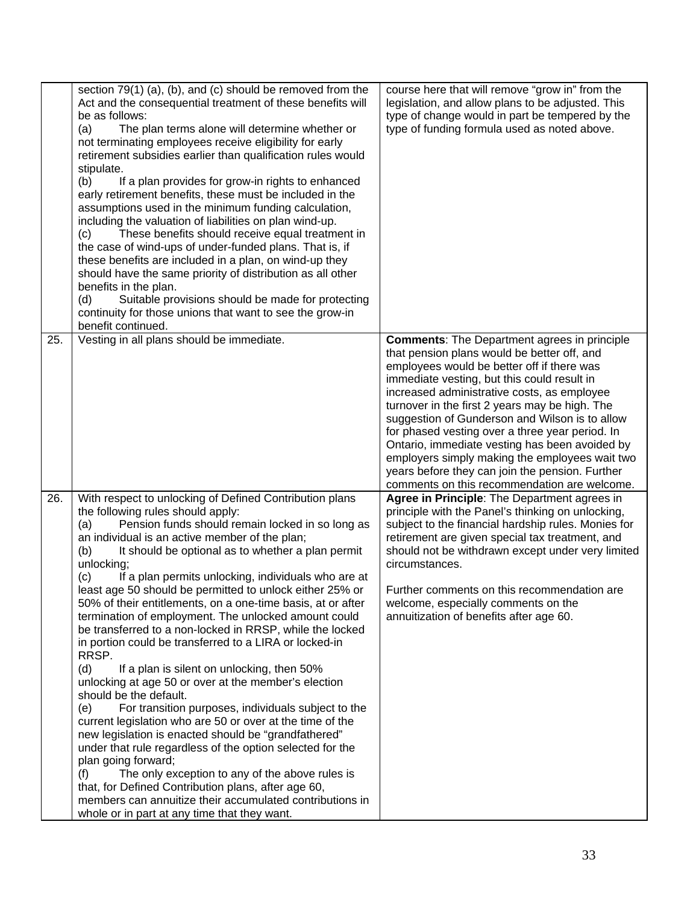| | | |
|---|---|---|
| | section 79(1) (a), (b), and (c) should be removed from the Act and the consequential treatment of these benefits will be as follows:<br>(a) The plan terms alone will determine whether or not terminating employees receive eligibility for early retirement subsidies earlier than qualification rules would stipulate.<br>(b) If a plan provides for grow-in rights to enhanced early retirement benefits, these must be included in the assumptions used in the minimum funding calculation, including the valuation of liabilities on plan wind-up.<br>(c) These benefits should receive equal treatment in the case of wind-ups of under-funded plans. That is, if these benefits are included in a plan, on wind-up they should have the same priority of distribution as all other benefits in the plan.<br>(d) Suitable provisions should be made for protecting continuity for those unions that want to see the grow-in benefit continued. | course here that will remove "grow in" from the legislation, and allow plans to be adjusted. This type of change would in part be tempered by the type of funding formula used as noted above. |
| 25. | Vesting in all plans should be immediate. | **Comments**: The Department agrees in principle that pension plans would be better off, and employees would be better off if there was immediate vesting, but this could result in increased administrative costs, as employee turnover in the first 2 years may be high. The suggestion of Gunderson and Wilson is to allow for phased vesting over a three year period. In Ontario, immediate vesting has been avoided by employers simply making the employees wait two years before they can join the pension. Further comments on this recommendation are welcome. |
| 26. | With respect to unlocking of Defined Contribution plans the following rules should apply:<br>(a) Pension funds should remain locked in so long as an individual is an active member of the plan;<br>(b) It should be optional as to whether a plan permit unlocking;<br>(c) If a plan permits unlocking, individuals who are at least age 50 should be permitted to unlock either 25% or 50% of their entitlements, on a one-time basis, at or after termination of employment. The unlocked amount could be transferred to a non-locked in RRSP, while the locked in portion could be transferred to a LIRA or locked-in RRSP.<br>(d) If a plan is silent on unlocking, then 50% unlocking at age 50 or over at the member's election should be the default.<br>(e) For transition purposes, individuals subject to the current legislation who are 50 or over at the time of the new legislation is enacted should be "grandfathered" under that rule regardless of the option selected for the plan going forward;<br>(f) The only exception to any of the above rules is that, for Defined Contribution plans, after age 60, members can annuitize their accumulated contributions in whole or in part at any time that they want. | **Agree in Principle**: The Department agrees in principle with the Panel's thinking on unlocking, subject to the financial hardship rules. Monies for retirement are given special tax treatment, and should not be withdrawn except under very limited circumstances.<br><br>Further comments on this recommendation are welcome, especially comments on the annuitization of benefits after age 60. |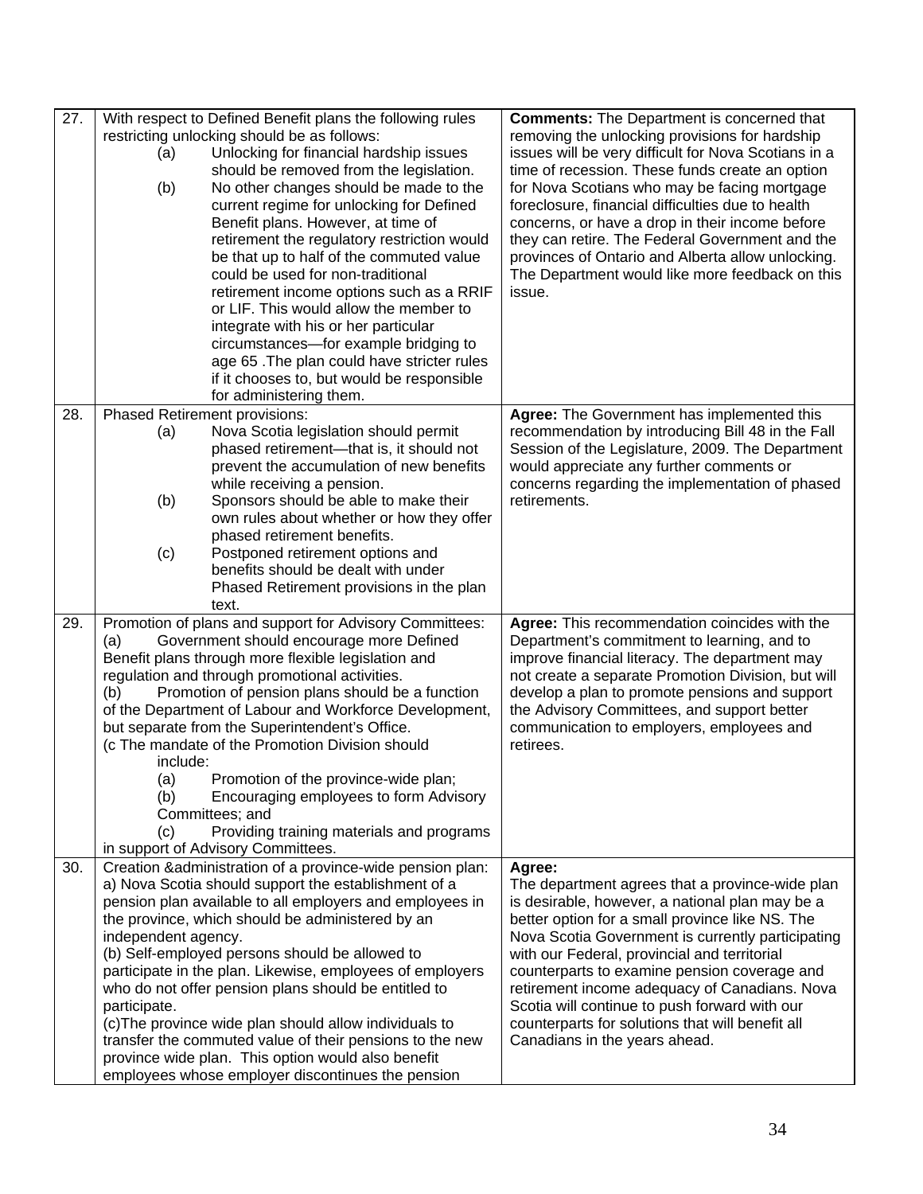| | | |
|---|---|---|
| 27. | With respect to Defined Benefit plans the following rules restricting unlocking should be as follows:<br>(a) Unlocking for financial hardship issues should be removed from the legislation.<br>(b) No other changes should be made to the current regime for unlocking for Defined Benefit plans. However, at time of retirement the regulatory restriction would be that up to half of the commuted value could be used for non-traditional retirement income options such as a RRIF or LIF. This would allow the member to integrate with his or her particular circumstances—for example bridging to age 65 .The plan could have stricter rules if it chooses to, but would be responsible for administering them. | **Comments:** The Department is concerned that removing the unlocking provisions for hardship issues will be very difficult for Nova Scotians in a time of recession. These funds create an option for Nova Scotians who may be facing mortgage foreclosure, financial difficulties due to health concerns, or have a drop in their income before they can retire. The Federal Government and the provinces of Ontario and Alberta allow unlocking. The Department would like more feedback on this issue. |
| 28. | Phased Retirement provisions:<br>(a) Nova Scotia legislation should permit phased retirement—that is, it should not prevent the accumulation of new benefits while receiving a pension.<br>(b) Sponsors should be able to make their own rules about whether or how they offer phased retirement benefits.<br>(c) Postponed retirement options and benefits should be dealt with under Phased Retirement provisions in the plan text. | **Agree:** The Government has implemented this recommendation by introducing Bill 48 in the Fall Session of the Legislature, 2009. The Department would appreciate any further comments or concerns regarding the implementation of phased retirements. |
| 29. | Promotion of plans and support for Advisory Committees:<br>(a) Government should encourage more Defined Benefit plans through more flexible legislation and regulation and through promotional activities.<br>(b) Promotion of pension plans should be a function of the Department of Labour and Workforce Development, but separate from the Superintendent's Office.<br>(c The mandate of the Promotion Division should include:<br>(a) Promotion of the province-wide plan;<br>(b) Encouraging employees to form Advisory Committees; and<br>(c) Providing training materials and programs in support of Advisory Committees. | **Agree:** This recommendation coincides with the Department's commitment to learning, and to improve financial literacy. The department may not create a separate Promotion Division, but will develop a plan to promote pensions and support the Advisory Committees, and support better communication to employers, employees and retirees. |
| 30. | Creation &administration of a province-wide pension plan:<br>a) Nova Scotia should support the establishment of a pension plan available to all employers and employees in the province, which should be administered by an independent agency.<br>(b) Self-employed persons should be allowed to participate in the plan. Likewise, employees of employers who do not offer pension plans should be entitled to participate.<br>(c)The province wide plan should allow individuals to transfer the commuted value of their pensions to the new province wide plan. This option would also benefit employees whose employer discontinues the pension | **Agree:**<br>The department agrees that a province-wide plan is desirable, however, a national plan may be a better option for a small province like NS. The Nova Scotia Government is currently participating with our Federal, provincial and territorial counterparts to examine pension coverage and retirement income adequacy of Canadians. Nova Scotia will continue to push forward with our counterparts for solutions that will benefit all Canadians in the years ahead. |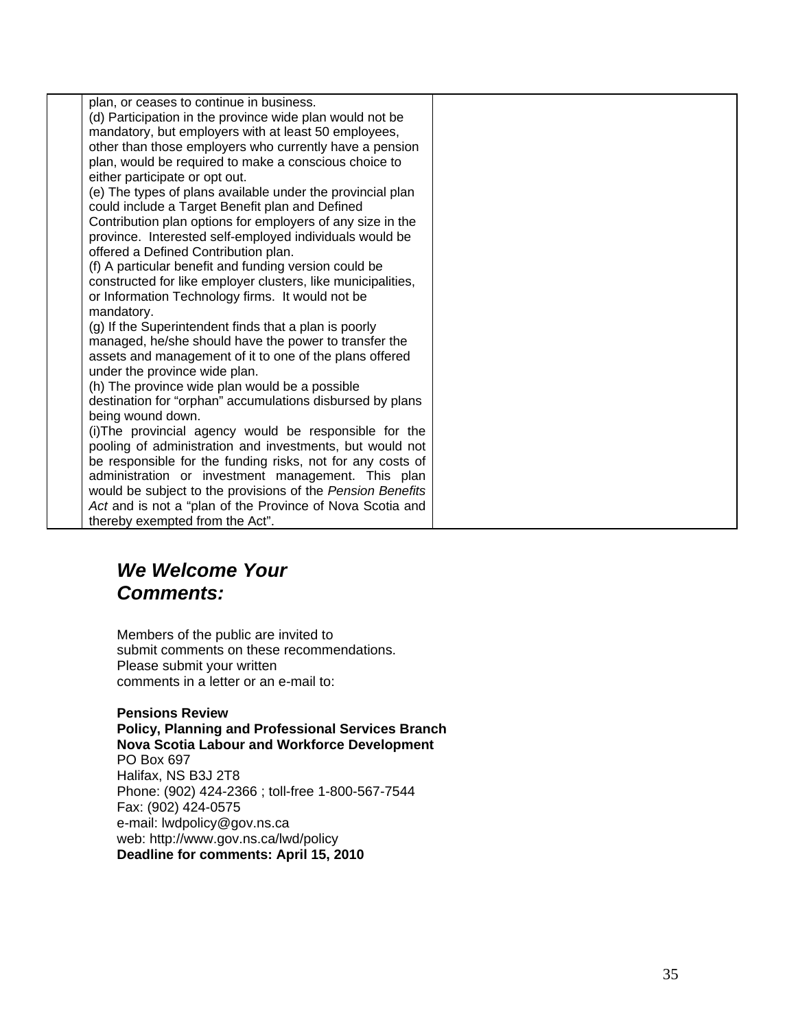| | | |
|---|---|---|
| | plan, or ceases to continue in business.<br>(d) Participation in the province wide plan would not be mandatory, but employers with at least 50 employees, other than those employers who currently have a pension plan, would be required to make a conscious choice to either participate or opt out.<br>(e) The types of plans available under the provincial plan could include a Target Benefit plan and Defined Contribution plan options for employers of any size in the province. Interested self-employed individuals would be offered a Defined Contribution plan.<br>(f) A particular benefit and funding version could be constructed for like employer clusters, like municipalities, or Information Technology firms. It would not be mandatory.<br>(g) If the Superintendent finds that a plan is poorly managed, he/she should have the power to transfer the assets and management of it to one of the plans offered under the province wide plan.<br>(h) The province wide plan would be a possible destination for "orphan" accumulations disbursed by plans being wound down.<br>(i)The provincial agency would be responsible for the pooling of administration and investments, but would not be responsible for the funding risks, not for any costs of administration or investment management. This plan would be subject to the provisions of the *Pension Benefits Act* and is not a "plan of the Province of Nova Scotia and thereby exempted from the Act". | |

## *We Welcome Your Comments:*

Members of the public are invited to submit comments on these recommendations. Please submit your written comments in a letter or an e-mail to:

**Pensions Review**
**Policy, Planning and Professional Services Branch**
**Nova Scotia Labour and Workforce Development**
PO Box 697
Halifax, NS B3J 2T8
Phone: (902) 424-2366 ; toll-free 1-800-567-7544
Fax: (902) 424-0575
e-mail: lwdpolicy@gov.ns.ca
web: http://www.gov.ns.ca/lwd/policy
**Deadline for comments: April 15, 2010**